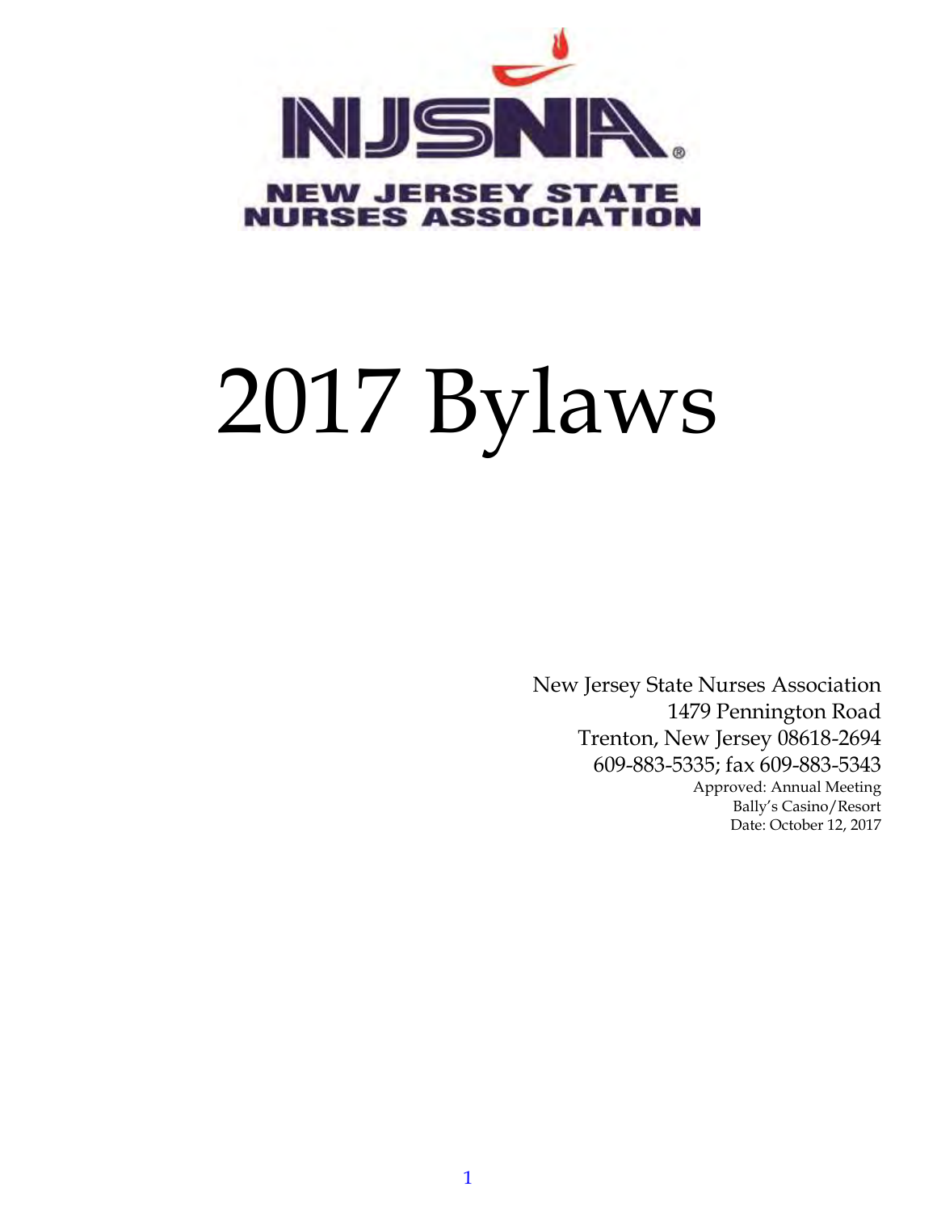NJSNA®

NEW JERSEY STATE NURSES ASSOCIATION

# 2017 Bylaws

New Jersey State Nurses Association
1479 Pennington Road
Trenton, New Jersey 08618-2694
609-883-5335; fax 609-883-5343
Approved: Annual Meeting
Bally's Casino/Resort
Date: October 12, 2017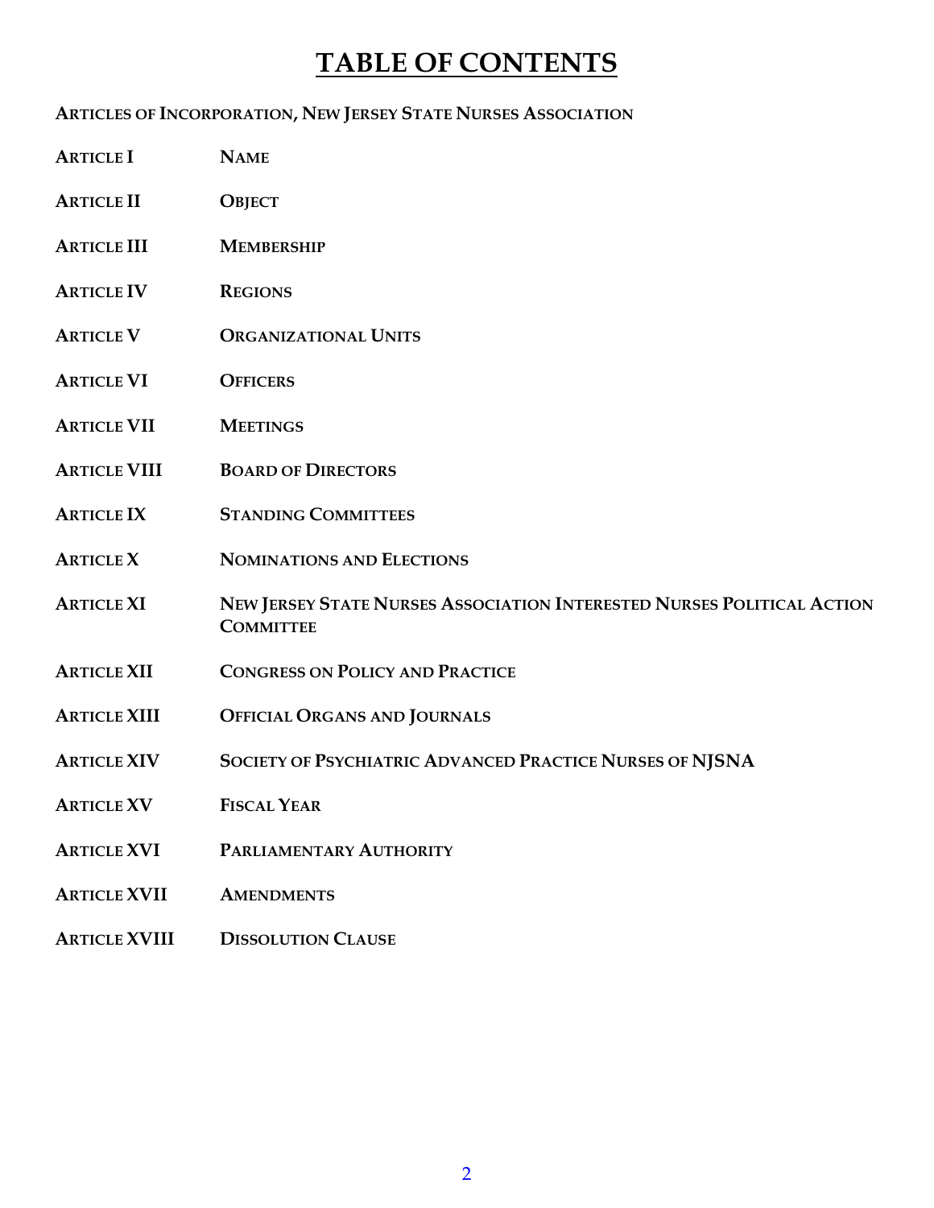# TABLE OF CONTENTS

**ARTICLES OF INCORPORATION, NEW JERSEY STATE NURSES ASSOCIATION**

| | |
|---|---|
| **ARTICLE I** | **NAME** |
| **ARTICLE II** | **OBJECT** |
| **ARTICLE III** | **MEMBERSHIP** |
| **ARTICLE IV** | **REGIONS** |
| **ARTICLE V** | **ORGANIZATIONAL UNITS** |
| **ARTICLE VI** | **OFFICERS** |
| **ARTICLE VII** | **MEETINGS** |
| **ARTICLE VIII** | **BOARD OF DIRECTORS** |
| **ARTICLE IX** | **STANDING COMMITTEES** |
| **ARTICLE X** | **NOMINATIONS AND ELECTIONS** |
| **ARTICLE XI** | **NEW JERSEY STATE NURSES ASSOCIATION INTERESTED NURSES POLITICAL ACTION COMMITTEE** |
| **ARTICLE XII** | **CONGRESS ON POLICY AND PRACTICE** |
| **ARTICLE XIII** | **OFFICIAL ORGANS AND JOURNALS** |
| **ARTICLE XIV** | **SOCIETY OF PSYCHIATRIC ADVANCED PRACTICE NURSES OF NJSNA** |
| **ARTICLE XV** | **FISCAL YEAR** |
| **ARTICLE XVI** | **PARLIAMENTARY AUTHORITY** |
| **ARTICLE XVII** | **AMENDMENTS** |
| **ARTICLE XVIII** | **DISSOLUTION CLAUSE** |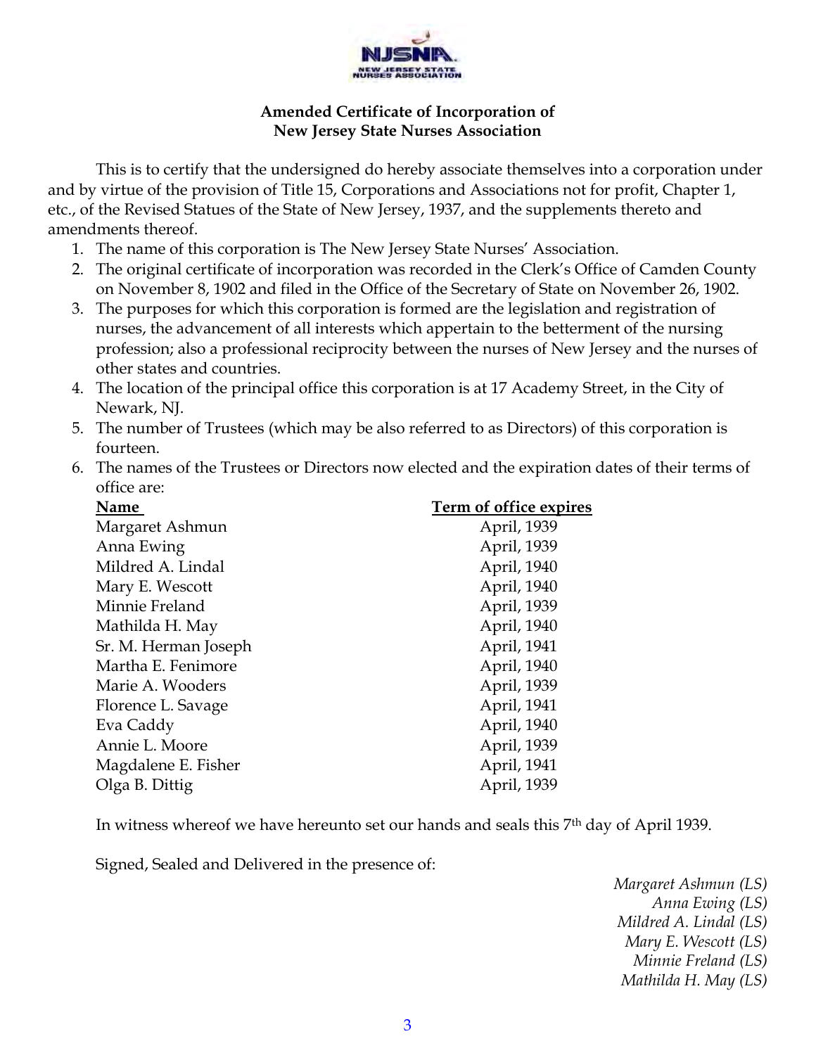**Amended Certificate of Incorporation of**
**New Jersey State Nurses Association**

This is to certify that the undersigned do hereby associate themselves into a corporation under and by virtue of the provision of Title 15, Corporations and Associations not for profit, Chapter 1, etc., of the Revised Statues of the State of New Jersey, 1937, and the supplements thereto and amendments thereof.

1. The name of this corporation is The New Jersey State Nurses' Association.
2. The original certificate of incorporation was recorded in the Clerk's Office of Camden County on November 8, 1902 and filed in the Office of the Secretary of State on November 26, 1902.
3. The purposes for which this corporation is formed are the legislation and registration of nurses, the advancement of all interests which appertain to the betterment of the nursing profession; also a professional reciprocity between the nurses of New Jersey and the nurses of other states and countries.
4. The location of the principal office this corporation is at 17 Academy Street, in the City of Newark, NJ.
5. The number of Trustees (which may be also referred to as Directors) of this corporation is fourteen.
6. The names of the Trustees or Directors now elected and the expiration dates of their terms of office are:

| Name | Term of office expires |
|---|---|
| Margaret Ashmun | April, 1939 |
| Anna Ewing | April, 1939 |
| Mildred A. Lindal | April, 1940 |
| Mary E. Wescott | April, 1940 |
| Minnie Freland | April, 1939 |
| Mathilda H. May | April, 1940 |
| Sr. M. Herman Joseph | April, 1941 |
| Martha E. Fenimore | April, 1940 |
| Marie A. Wooders | April, 1939 |
| Florence L. Savage | April, 1941 |
| Eva Caddy | April, 1940 |
| Annie L. Moore | April, 1939 |
| Magdalene E. Fisher | April, 1941 |
| Olga B. Dittig | April, 1939 |

In witness whereof we have hereunto set our hands and seals this 7th day of April 1939.

Signed, Sealed and Delivered in the presence of:

*Margaret Ashmun (LS)*
*Anna Ewing (LS)*
*Mildred A. Lindal (LS)*
*Mary E. Wescott (LS)*
*Minnie Freland (LS)*
*Mathilda H. May (LS)*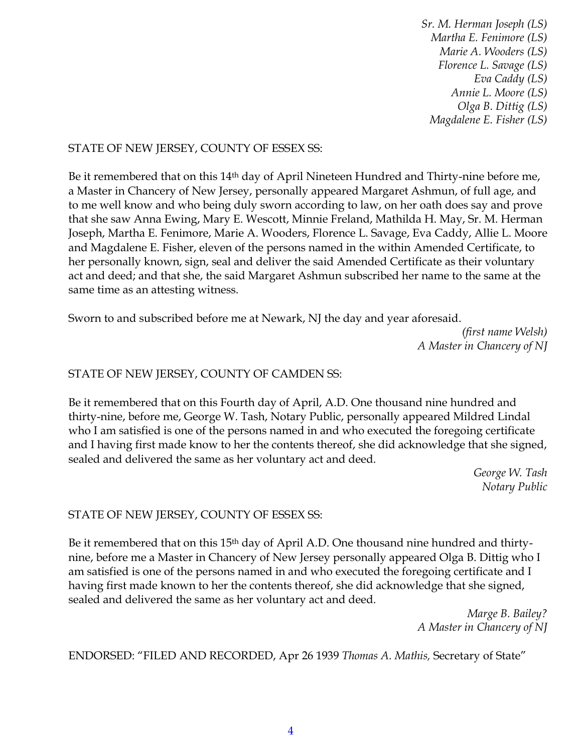*Sr. M. Herman Joseph (LS)*
*Martha E. Fenimore (LS)*
*Marie A. Wooders (LS)*
*Florence L. Savage (LS)*
*Eva Caddy (LS)*
*Annie L. Moore (LS)*
*Olga B. Dittig (LS)*
*Magdalene E. Fisher (LS)*

STATE OF NEW JERSEY, COUNTY OF ESSEX SS:

Be it remembered that on this 14th day of April Nineteen Hundred and Thirty-nine before me, a Master in Chancery of New Jersey, personally appeared Margaret Ashmun, of full age, and to me well know and who being duly sworn according to law, on her oath does say and prove that she saw Anna Ewing, Mary E. Wescott, Minnie Freland, Mathilda H. May, Sr. M. Herman Joseph, Martha E. Fenimore, Marie A. Wooders, Florence L. Savage, Eva Caddy, Allie L. Moore and Magdalene E. Fisher, eleven of the persons named in the within Amended Certificate, to her personally known, sign, seal and deliver the said Amended Certificate as their voluntary act and deed; and that she, the said Margaret Ashmun subscribed her name to the same at the same time as an attesting witness.

Sworn to and subscribed before me at Newark, NJ the day and year aforesaid.

*(first name Welsh)*
*A Master in Chancery of NJ*

STATE OF NEW JERSEY, COUNTY OF CAMDEN SS:

Be it remembered that on this Fourth day of April, A.D. One thousand nine hundred and thirty-nine, before me, George W. Tash, Notary Public, personally appeared Mildred Lindal who I am satisfied is one of the persons named in and who executed the foregoing certificate and I having first made know to her the contents thereof, she did acknowledge that she signed, sealed and delivered the same as her voluntary act and deed.

*George W. Tash*
*Notary Public*

STATE OF NEW JERSEY, COUNTY OF ESSEX SS:

Be it remembered that on this 15th day of April A.D. One thousand nine hundred and thirty-nine, before me a Master in Chancery of New Jersey personally appeared Olga B. Dittig who I am satisfied is one of the persons named in and who executed the foregoing certificate and I having first made known to her the contents thereof, she did acknowledge that she signed, sealed and delivered the same as her voluntary act and deed.

*Marge B. Bailey?*
*A Master in Chancery of NJ*

ENDORSED: "FILED AND RECORDED, Apr 26 1939 *Thomas A. Mathis,* Secretary of State"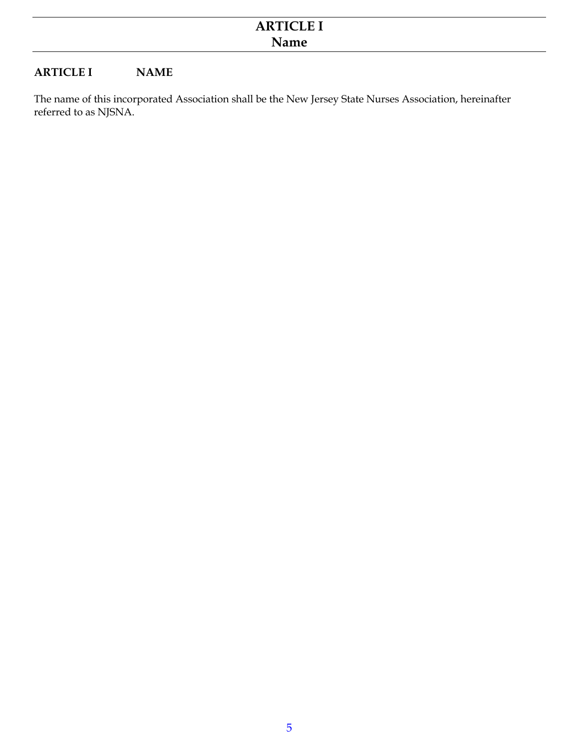# ARTICLE I
# Name

**ARTICLE I NAME**

The name of this incorporated Association shall be the New Jersey State Nurses Association, hereinafter referred to as NJSNA.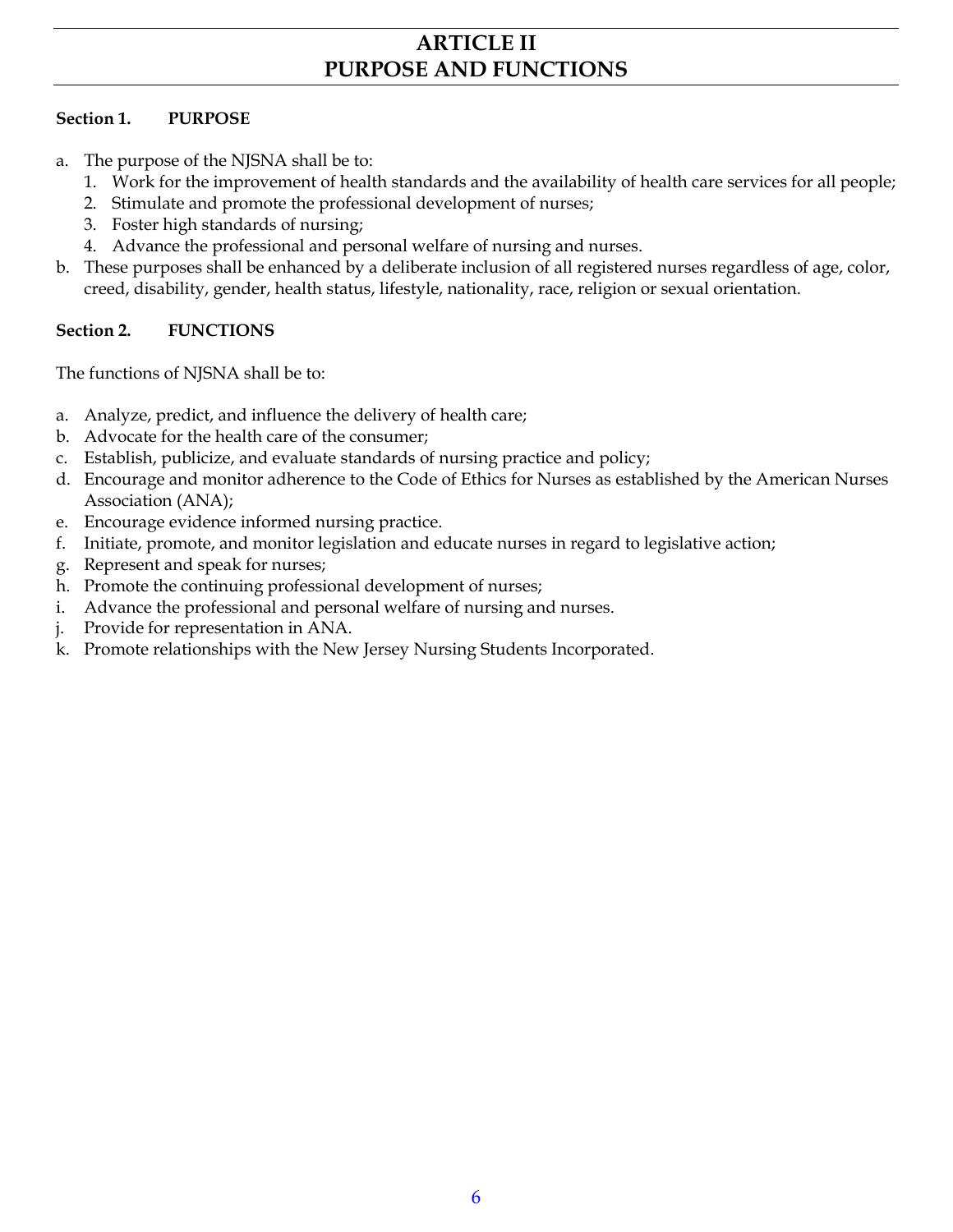# ARTICLE II
# PURPOSE AND FUNCTIONS

**Section 1. PURPOSE**

a. The purpose of the NJSNA shall be to:
   1. Work for the improvement of health standards and the availability of health care services for all people;
   2. Stimulate and promote the professional development of nurses;
   3. Foster high standards of nursing;
   4. Advance the professional and personal welfare of nursing and nurses.

b. These purposes shall be enhanced by a deliberate inclusion of all registered nurses regardless of age, color, creed, disability, gender, health status, lifestyle, nationality, race, religion or sexual orientation.

**Section 2. FUNCTIONS**

The functions of NJSNA shall be to:

a. Analyze, predict, and influence the delivery of health care;
b. Advocate for the health care of the consumer;
c. Establish, publicize, and evaluate standards of nursing practice and policy;
d. Encourage and monitor adherence to the Code of Ethics for Nurses as established by the American Nurses Association (ANA);
e. Encourage evidence informed nursing practice.
f. Initiate, promote, and monitor legislation and educate nurses in regard to legislative action;
g. Represent and speak for nurses;
h. Promote the continuing professional development of nurses;
i. Advance the professional and personal welfare of nursing and nurses.
j. Provide for representation in ANA.
k. Promote relationships with the New Jersey Nursing Students Incorporated.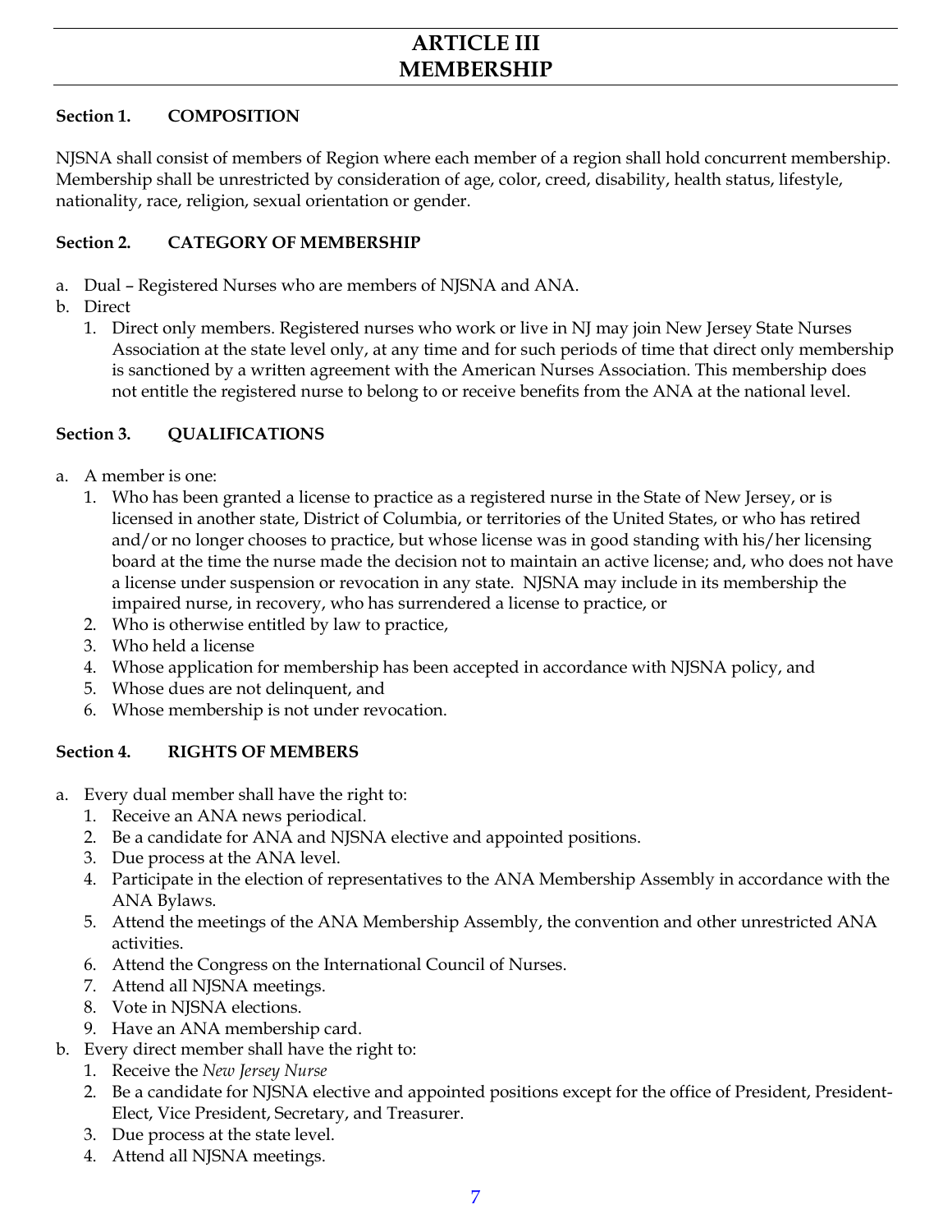# ARTICLE III
# MEMBERSHIP

**Section 1. COMPOSITION**

NJSNA shall consist of members of Region where each member of a region shall hold concurrent membership. Membership shall be unrestricted by consideration of age, color, creed, disability, health status, lifestyle, nationality, race, religion, sexual orientation or gender.

**Section 2. CATEGORY OF MEMBERSHIP**

a. Dual – Registered Nurses who are members of NJSNA and ANA.
b. Direct
   1. Direct only members. Registered nurses who work or live in NJ may join New Jersey State Nurses Association at the state level only, at any time and for such periods of time that direct only membership is sanctioned by a written agreement with the American Nurses Association. This membership does not entitle the registered nurse to belong to or receive benefits from the ANA at the national level.

**Section 3. QUALIFICATIONS**

a. A member is one:
   1. Who has been granted a license to practice as a registered nurse in the State of New Jersey, or is licensed in another state, District of Columbia, or territories of the United States, or who has retired and/or no longer chooses to practice, but whose license was in good standing with his/her licensing board at the time the nurse made the decision not to maintain an active license; and, who does not have a license under suspension or revocation in any state. NJSNA may include in its membership the impaired nurse, in recovery, who has surrendered a license to practice, or
   2. Who is otherwise entitled by law to practice,
   3. Who held a license
   4. Whose application for membership has been accepted in accordance with NJSNA policy, and
   5. Whose dues are not delinquent, and
   6. Whose membership is not under revocation.

**Section 4. RIGHTS OF MEMBERS**

a. Every dual member shall have the right to:
   1. Receive an ANA news periodical.
   2. Be a candidate for ANA and NJSNA elective and appointed positions.
   3. Due process at the ANA level.
   4. Participate in the election of representatives to the ANA Membership Assembly in accordance with the ANA Bylaws.
   5. Attend the meetings of the ANA Membership Assembly, the convention and other unrestricted ANA activities.
   6. Attend the Congress on the International Council of Nurses.
   7. Attend all NJSNA meetings.
   8. Vote in NJSNA elections.
   9. Have an ANA membership card.
b. Every direct member shall have the right to:
   1. Receive the *New Jersey Nurse*
   2. Be a candidate for NJSNA elective and appointed positions except for the office of President, President-Elect, Vice President, Secretary, and Treasurer.
   3. Due process at the state level.
   4. Attend all NJSNA meetings.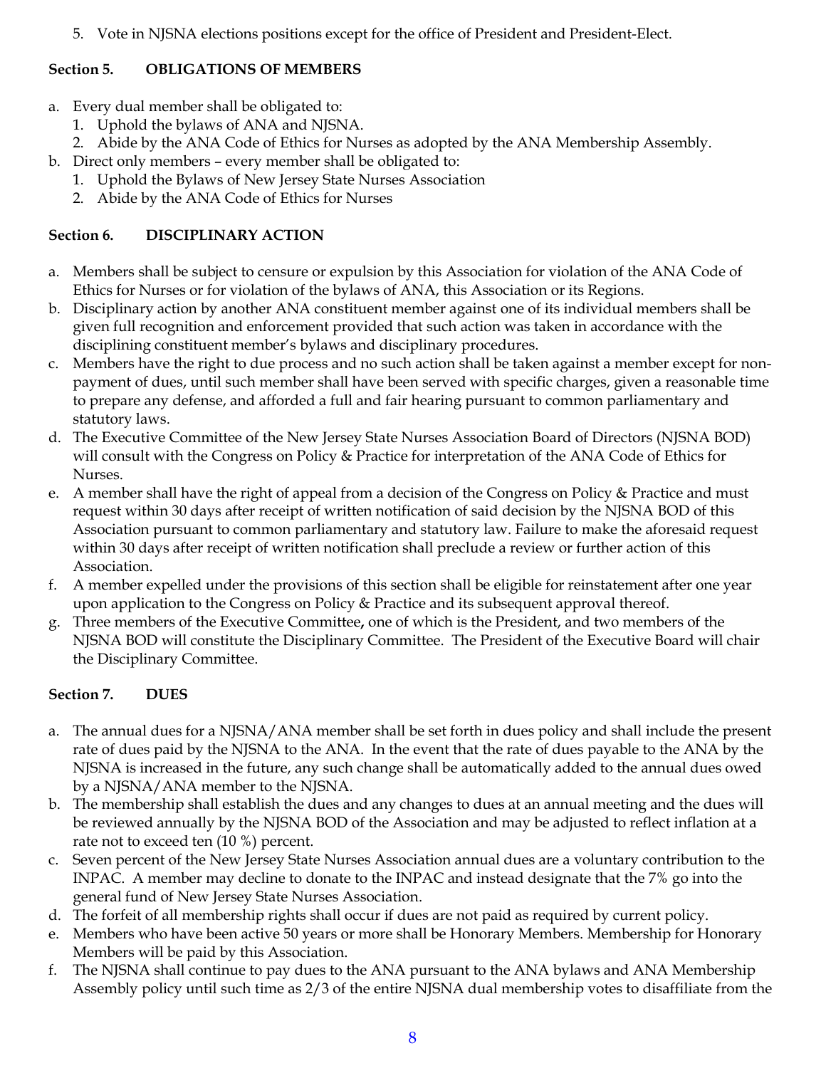5. Vote in NJSNA elections positions except for the office of President and President-Elect.

**Section 5. OBLIGATIONS OF MEMBERS**

a. Every dual member shall be obligated to:
    1. Uphold the bylaws of ANA and NJSNA.
    2. Abide by the ANA Code of Ethics for Nurses as adopted by the ANA Membership Assembly.
b. Direct only members – every member shall be obligated to:
    1. Uphold the Bylaws of New Jersey State Nurses Association
    2. Abide by the ANA Code of Ethics for Nurses

**Section 6. DISCIPLINARY ACTION**

a. Members shall be subject to censure or expulsion by this Association for violation of the ANA Code of Ethics for Nurses or for violation of the bylaws of ANA, this Association or its Regions.
b. Disciplinary action by another ANA constituent member against one of its individual members shall be given full recognition and enforcement provided that such action was taken in accordance with the disciplining constituent member's bylaws and disciplinary procedures.
c. Members have the right to due process and no such action shall be taken against a member except for non-payment of dues, until such member shall have been served with specific charges, given a reasonable time to prepare any defense, and afforded a full and fair hearing pursuant to common parliamentary and statutory laws.
d. The Executive Committee of the New Jersey State Nurses Association Board of Directors (NJSNA BOD) will consult with the Congress on Policy & Practice for interpretation of the ANA Code of Ethics for Nurses.
e. A member shall have the right of appeal from a decision of the Congress on Policy & Practice and must request within 30 days after receipt of written notification of said decision by the NJSNA BOD of this Association pursuant to common parliamentary and statutory law. Failure to make the aforesaid request within 30 days after receipt of written notification shall preclude a review or further action of this Association.
f. A member expelled under the provisions of this section shall be eligible for reinstatement after one year upon application to the Congress on Policy & Practice and its subsequent approval thereof.
g. Three members of the Executive Committee**,** one of which is the President, and two members of the NJSNA BOD will constitute the Disciplinary Committee. The President of the Executive Board will chair the Disciplinary Committee.

**Section 7. DUES**

a. The annual dues for a NJSNA/ANA member shall be set forth in dues policy and shall include the present rate of dues paid by the NJSNA to the ANA. In the event that the rate of dues payable to the ANA by the NJSNA is increased in the future, any such change shall be automatically added to the annual dues owed by a NJSNA/ANA member to the NJSNA.
b. The membership shall establish the dues and any changes to dues at an annual meeting and the dues will be reviewed annually by the NJSNA BOD of the Association and may be adjusted to reflect inflation at a rate not to exceed ten (10 %) percent.
c. Seven percent of the New Jersey State Nurses Association annual dues are a voluntary contribution to the INPAC. A member may decline to donate to the INPAC and instead designate that the 7% go into the general fund of New Jersey State Nurses Association.
d. The forfeit of all membership rights shall occur if dues are not paid as required by current policy.
e. Members who have been active 50 years or more shall be Honorary Members. Membership for Honorary Members will be paid by this Association.
f. The NJSNA shall continue to pay dues to the ANA pursuant to the ANA bylaws and ANA Membership Assembly policy until such time as 2/3 of the entire NJSNA dual membership votes to disaffiliate from the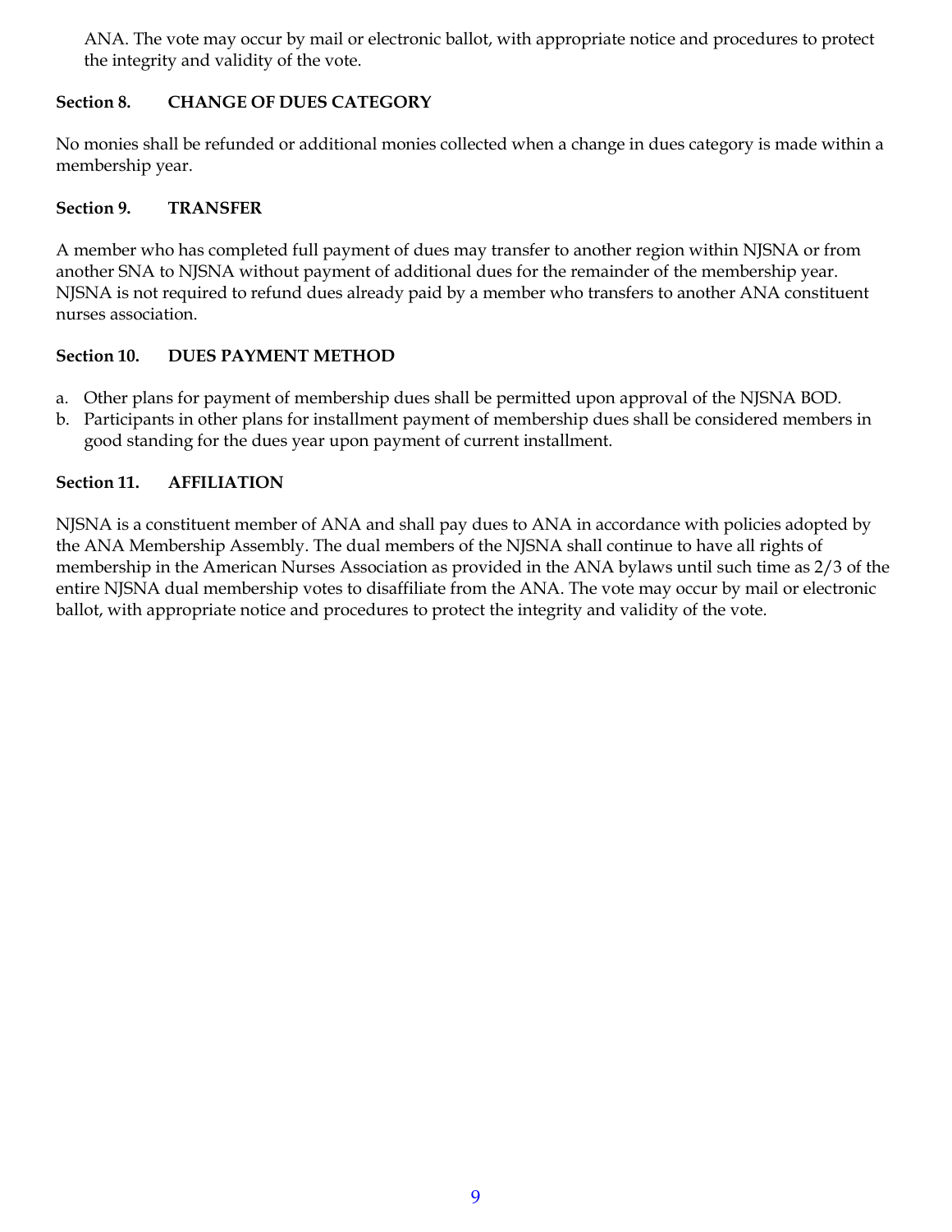ANA. The vote may occur by mail or electronic ballot, with appropriate notice and procedures to protect the integrity and validity of the vote.

**Section 8. CHANGE OF DUES CATEGORY**

No monies shall be refunded or additional monies collected when a change in dues category is made within a membership year.

**Section 9. TRANSFER**

A member who has completed full payment of dues may transfer to another region within NJSNA or from another SNA to NJSNA without payment of additional dues for the remainder of the membership year. NJSNA is not required to refund dues already paid by a member who transfers to another ANA constituent nurses association.

**Section 10. DUES PAYMENT METHOD**

a. Other plans for payment of membership dues shall be permitted upon approval of the NJSNA BOD.
b. Participants in other plans for installment payment of membership dues shall be considered members in good standing for the dues year upon payment of current installment.

**Section 11. AFFILIATION**

NJSNA is a constituent member of ANA and shall pay dues to ANA in accordance with policies adopted by the ANA Membership Assembly. The dual members of the NJSNA shall continue to have all rights of membership in the American Nurses Association as provided in the ANA bylaws until such time as 2/3 of the entire NJSNA dual membership votes to disaffiliate from the ANA. The vote may occur by mail or electronic ballot, with appropriate notice and procedures to protect the integrity and validity of the vote.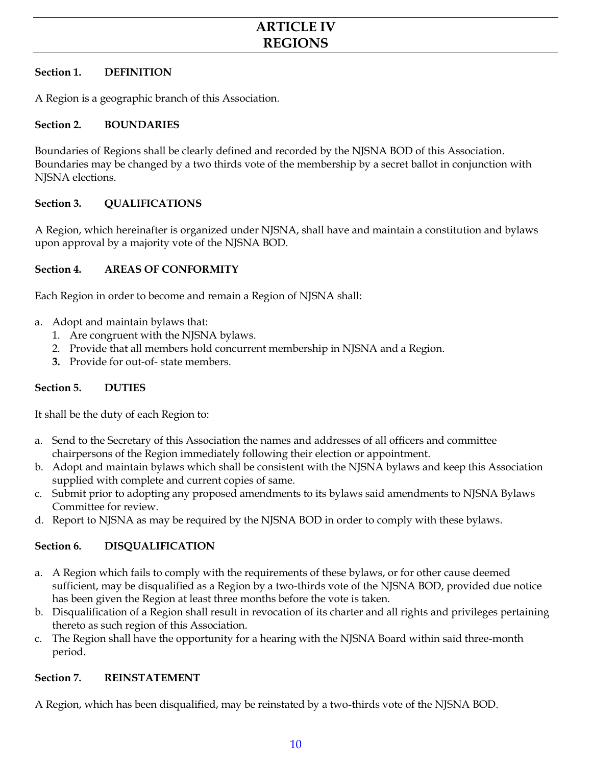# ARTICLE IV
# REGIONS

### Section 1. DEFINITION

A Region is a geographic branch of this Association.

### Section 2. BOUNDARIES

Boundaries of Regions shall be clearly defined and recorded by the NJSNA BOD of this Association. Boundaries may be changed by a two thirds vote of the membership by a secret ballot in conjunction with NJSNA elections.

### Section 3. QUALIFICATIONS

A Region, which hereinafter is organized under NJSNA, shall have and maintain a constitution and bylaws upon approval by a majority vote of the NJSNA BOD.

### Section 4. AREAS OF CONFORMITY

Each Region in order to become and remain a Region of NJSNA shall:

a. Adopt and maintain bylaws that:
   1. Are congruent with the NJSNA bylaws.
   2. Provide that all members hold concurrent membership in NJSNA and a Region.
   3. Provide for out-of- state members.

### Section 5. DUTIES

It shall be the duty of each Region to:

a. Send to the Secretary of this Association the names and addresses of all officers and committee chairpersons of the Region immediately following their election or appointment.
b. Adopt and maintain bylaws which shall be consistent with the NJSNA bylaws and keep this Association supplied with complete and current copies of same.
c. Submit prior to adopting any proposed amendments to its bylaws said amendments to NJSNA Bylaws Committee for review.
d. Report to NJSNA as may be required by the NJSNA BOD in order to comply with these bylaws.

### Section 6. DISQUALIFICATION

a. A Region which fails to comply with the requirements of these bylaws, or for other cause deemed sufficient, may be disqualified as a Region by a two-thirds vote of the NJSNA BOD, provided due notice has been given the Region at least three months before the vote is taken.
b. Disqualification of a Region shall result in revocation of its charter and all rights and privileges pertaining thereto as such region of this Association.
c. The Region shall have the opportunity for a hearing with the NJSNA Board within said three-month period.

### Section 7. REINSTATEMENT

A Region, which has been disqualified, may be reinstated by a two-thirds vote of the NJSNA BOD.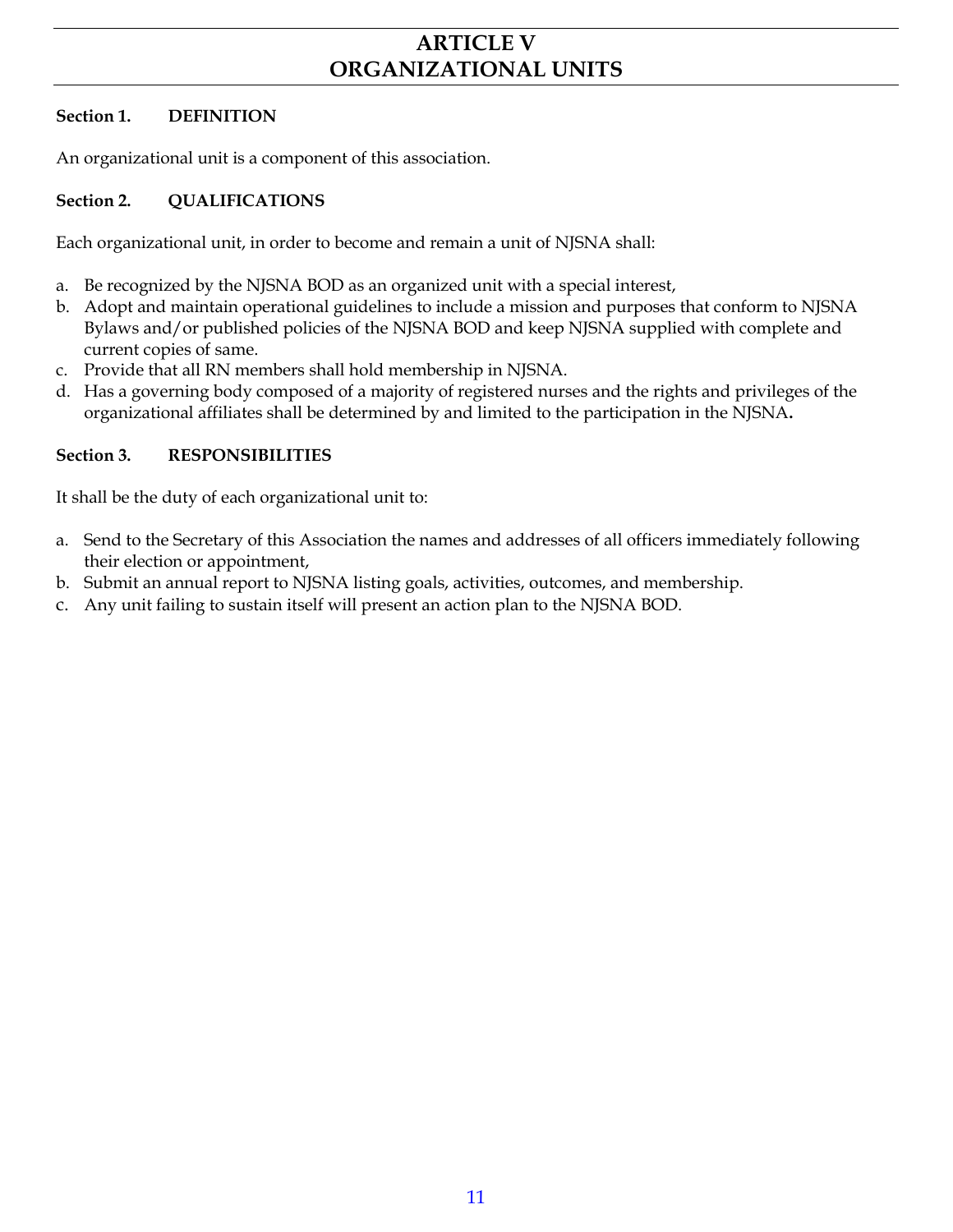# ARTICLE V
# ORGANIZATIONAL UNITS

**Section 1. DEFINITION**

An organizational unit is a component of this association.

**Section 2. QUALIFICATIONS**

Each organizational unit, in order to become and remain a unit of NJSNA shall:

a. Be recognized by the NJSNA BOD as an organized unit with a special interest,
b. Adopt and maintain operational guidelines to include a mission and purposes that conform to NJSNA Bylaws and/or published policies of the NJSNA BOD and keep NJSNA supplied with complete and current copies of same.
c. Provide that all RN members shall hold membership in NJSNA.
d. Has a governing body composed of a majority of registered nurses and the rights and privileges of the organizational affiliates shall be determined by and limited to the participation in the NJSNA**.**

**Section 3. RESPONSIBILITIES**

It shall be the duty of each organizational unit to:

a. Send to the Secretary of this Association the names and addresses of all officers immediately following their election or appointment,
b. Submit an annual report to NJSNA listing goals, activities, outcomes, and membership.
c. Any unit failing to sustain itself will present an action plan to the NJSNA BOD.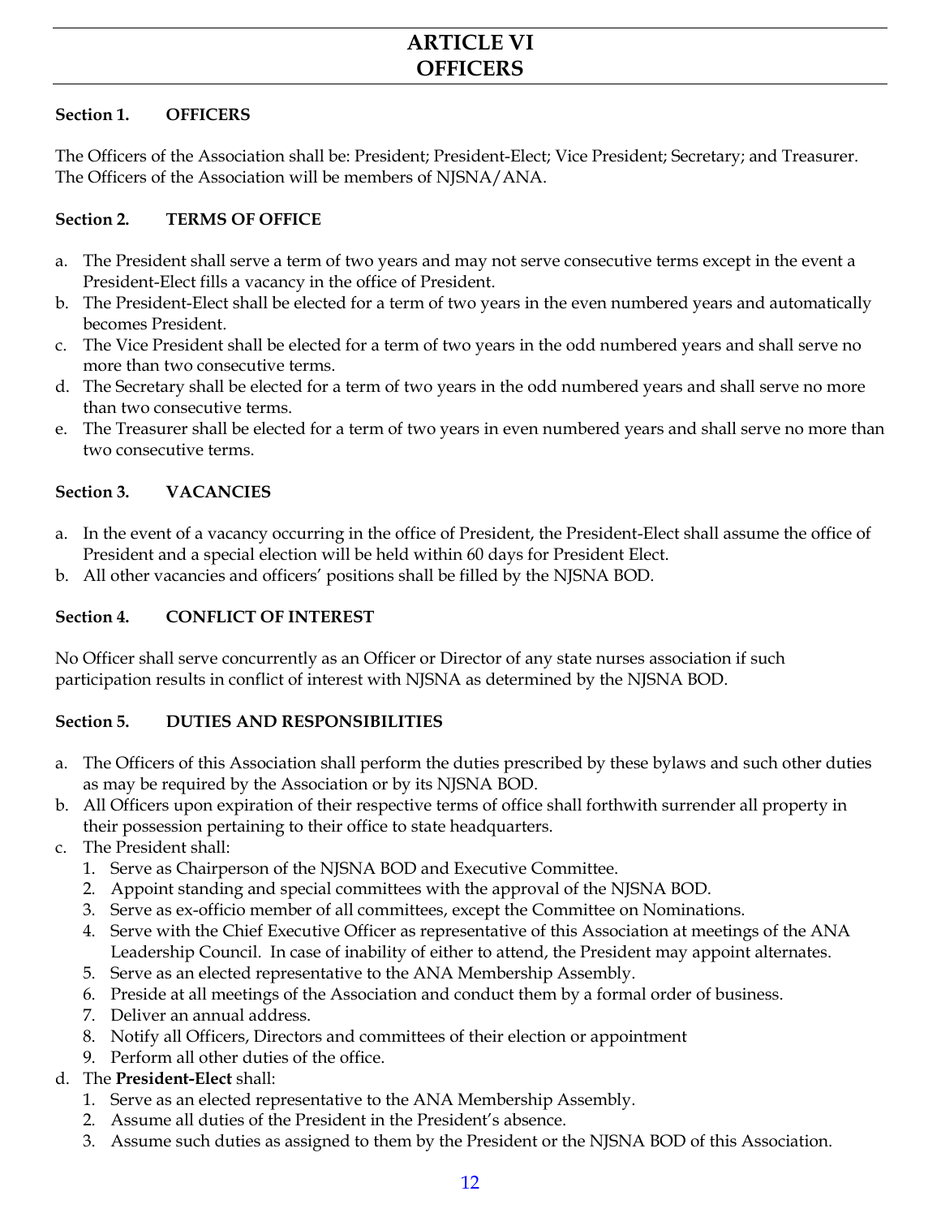# ARTICLE VI
# OFFICERS

### Section 1. OFFICERS

The Officers of the Association shall be: President; President-Elect; Vice President; Secretary; and Treasurer. The Officers of the Association will be members of NJSNA/ANA.

### Section 2. TERMS OF OFFICE

a. The President shall serve a term of two years and may not serve consecutive terms except in the event a President-Elect fills a vacancy in the office of President.
b. The President-Elect shall be elected for a term of two years in the even numbered years and automatically becomes President.
c. The Vice President shall be elected for a term of two years in the odd numbered years and shall serve no more than two consecutive terms.
d. The Secretary shall be elected for a term of two years in the odd numbered years and shall serve no more than two consecutive terms.
e. The Treasurer shall be elected for a term of two years in even numbered years and shall serve no more than two consecutive terms.

### Section 3. VACANCIES

a. In the event of a vacancy occurring in the office of President, the President-Elect shall assume the office of President and a special election will be held within 60 days for President Elect.
b. All other vacancies and officers' positions shall be filled by the NJSNA BOD.

### Section 4. CONFLICT OF INTEREST

No Officer shall serve concurrently as an Officer or Director of any state nurses association if such participation results in conflict of interest with NJSNA as determined by the NJSNA BOD.

### Section 5. DUTIES AND RESPONSIBILITIES

a. The Officers of this Association shall perform the duties prescribed by these bylaws and such other duties as may be required by the Association or by its NJSNA BOD.
b. All Officers upon expiration of their respective terms of office shall forthwith surrender all property in their possession pertaining to their office to state headquarters.
c. The President shall:
   1. Serve as Chairperson of the NJSNA BOD and Executive Committee.
   2. Appoint standing and special committees with the approval of the NJSNA BOD.
   3. Serve as ex-officio member of all committees, except the Committee on Nominations.
   4. Serve with the Chief Executive Officer as representative of this Association at meetings of the ANA Leadership Council. In case of inability of either to attend, the President may appoint alternates.
   5. Serve as an elected representative to the ANA Membership Assembly.
   6. Preside at all meetings of the Association and conduct them by a formal order of business.
   7. Deliver an annual address.
   8. Notify all Officers, Directors and committees of their election or appointment
   9. Perform all other duties of the office.
d. The **President-Elect** shall:
   1. Serve as an elected representative to the ANA Membership Assembly.
   2. Assume all duties of the President in the President's absence.
   3. Assume such duties as assigned to them by the President or the NJSNA BOD of this Association.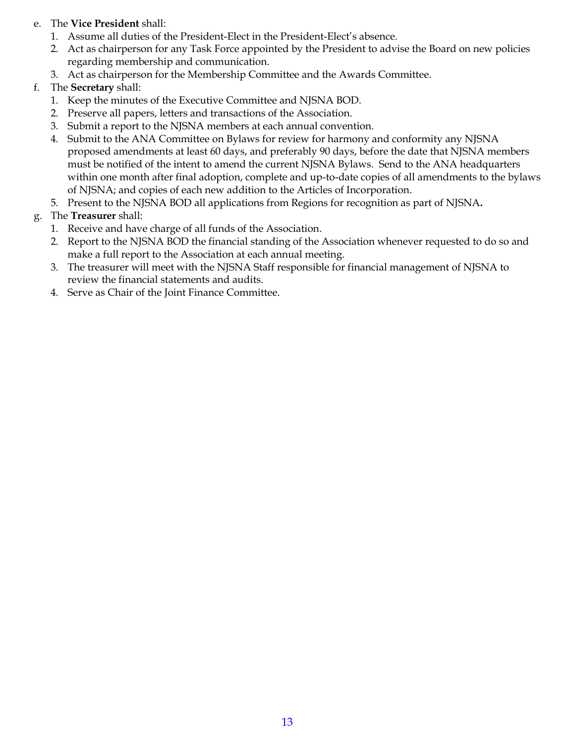e. The **Vice President** shall:
   1. Assume all duties of the President-Elect in the President-Elect's absence.
   2. Act as chairperson for any Task Force appointed by the President to advise the Board on new policies regarding membership and communication.
   3. Act as chairperson for the Membership Committee and the Awards Committee.

f. The **Secretary** shall:
   1. Keep the minutes of the Executive Committee and NJSNA BOD.
   2. Preserve all papers, letters and transactions of the Association.
   3. Submit a report to the NJSNA members at each annual convention.
   4. Submit to the ANA Committee on Bylaws for review for harmony and conformity any NJSNA proposed amendments at least 60 days, and preferably 90 days, before the date that NJSNA members must be notified of the intent to amend the current NJSNA Bylaws. Send to the ANA headquarters within one month after final adoption, complete and up-to-date copies of all amendments to the bylaws of NJSNA; and copies of each new addition to the Articles of Incorporation.
   5. Present to the NJSNA BOD all applications from Regions for recognition as part of NJSNA**.**

g. The **Treasurer** shall:
   1. Receive and have charge of all funds of the Association.
   2. Report to the NJSNA BOD the financial standing of the Association whenever requested to do so and make a full report to the Association at each annual meeting.
   3. The treasurer will meet with the NJSNA Staff responsible for financial management of NJSNA to review the financial statements and audits.
   4. Serve as Chair of the Joint Finance Committee.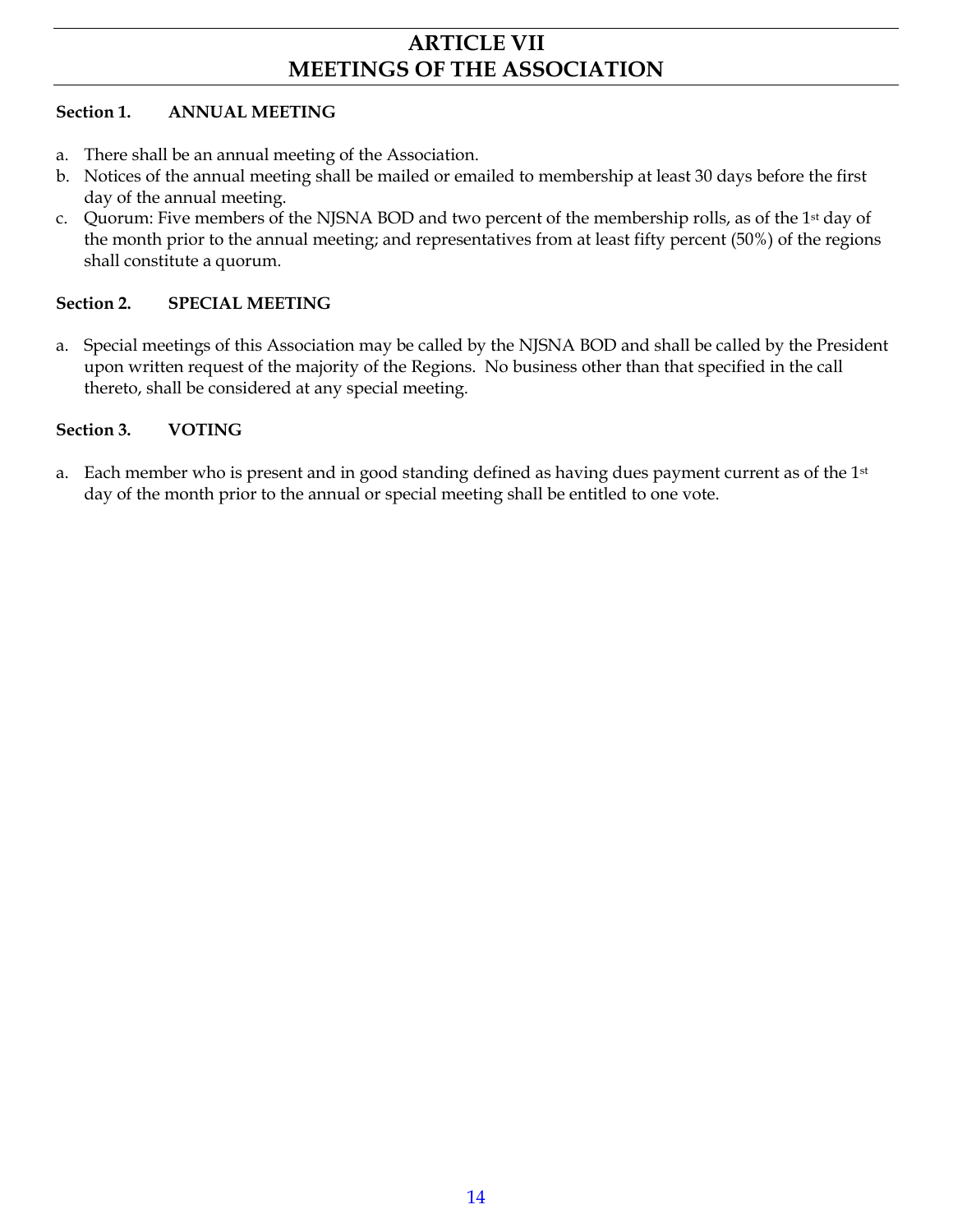# ARTICLE VII
# MEETINGS OF THE ASSOCIATION

**Section 1. ANNUAL MEETING**

a. There shall be an annual meeting of the Association.
b. Notices of the annual meeting shall be mailed or emailed to membership at least 30 days before the first day of the annual meeting.
c. Quorum: Five members of the NJSNA BOD and two percent of the membership rolls, as of the 1st day of the month prior to the annual meeting; and representatives from at least fifty percent (50%) of the regions shall constitute a quorum.

**Section 2. SPECIAL MEETING**

a. Special meetings of this Association may be called by the NJSNA BOD and shall be called by the President upon written request of the majority of the Regions. No business other than that specified in the call thereto, shall be considered at any special meeting.

**Section 3. VOTING**

a. Each member who is present and in good standing defined as having dues payment current as of the 1st day of the month prior to the annual or special meeting shall be entitled to one vote.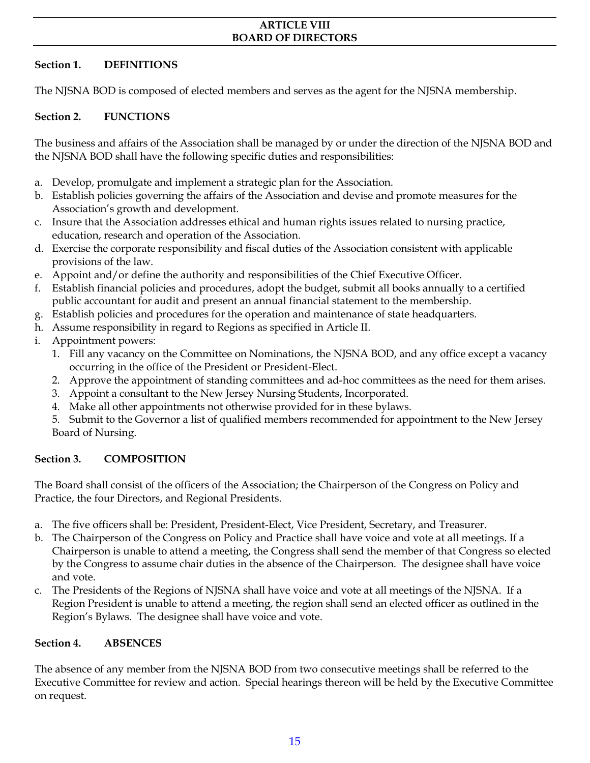## ARTICLE VIII
## BOARD OF DIRECTORS

### Section 1. DEFINITIONS

The NJSNA BOD is composed of elected members and serves as the agent for the NJSNA membership.

### Section 2. FUNCTIONS

The business and affairs of the Association shall be managed by or under the direction of the NJSNA BOD and the NJSNA BOD shall have the following specific duties and responsibilities:

a. Develop, promulgate and implement a strategic plan for the Association.
b. Establish policies governing the affairs of the Association and devise and promote measures for the Association's growth and development.
c. Insure that the Association addresses ethical and human rights issues related to nursing practice, education, research and operation of the Association.
d. Exercise the corporate responsibility and fiscal duties of the Association consistent with applicable provisions of the law.
e. Appoint and/or define the authority and responsibilities of the Chief Executive Officer.
f. Establish financial policies and procedures, adopt the budget, submit all books annually to a certified public accountant for audit and present an annual financial statement to the membership.
g. Establish policies and procedures for the operation and maintenance of state headquarters.
h. Assume responsibility in regard to Regions as specified in Article II.
i. Appointment powers:
   1. Fill any vacancy on the Committee on Nominations, the NJSNA BOD, and any office except a vacancy occurring in the office of the President or President-Elect.
   2. Approve the appointment of standing committees and ad-hoc committees as the need for them arises.
   3. Appoint a consultant to the New Jersey Nursing Students, Incorporated.
   4. Make all other appointments not otherwise provided for in these bylaws.
   5. Submit to the Governor a list of qualified members recommended for appointment to the New Jersey Board of Nursing.

### Section 3. COMPOSITION

The Board shall consist of the officers of the Association; the Chairperson of the Congress on Policy and Practice, the four Directors, and Regional Presidents.

a. The five officers shall be: President, President-Elect, Vice President, Secretary, and Treasurer.
b. The Chairperson of the Congress on Policy and Practice shall have voice and vote at all meetings. If a Chairperson is unable to attend a meeting, the Congress shall send the member of that Congress so elected by the Congress to assume chair duties in the absence of the Chairperson. The designee shall have voice and vote.
c. The Presidents of the Regions of NJSNA shall have voice and vote at all meetings of the NJSNA. If a Region President is unable to attend a meeting, the region shall send an elected officer as outlined in the Region's Bylaws. The designee shall have voice and vote.

### Section 4. ABSENCES

The absence of any member from the NJSNA BOD from two consecutive meetings shall be referred to the Executive Committee for review and action. Special hearings thereon will be held by the Executive Committee on request.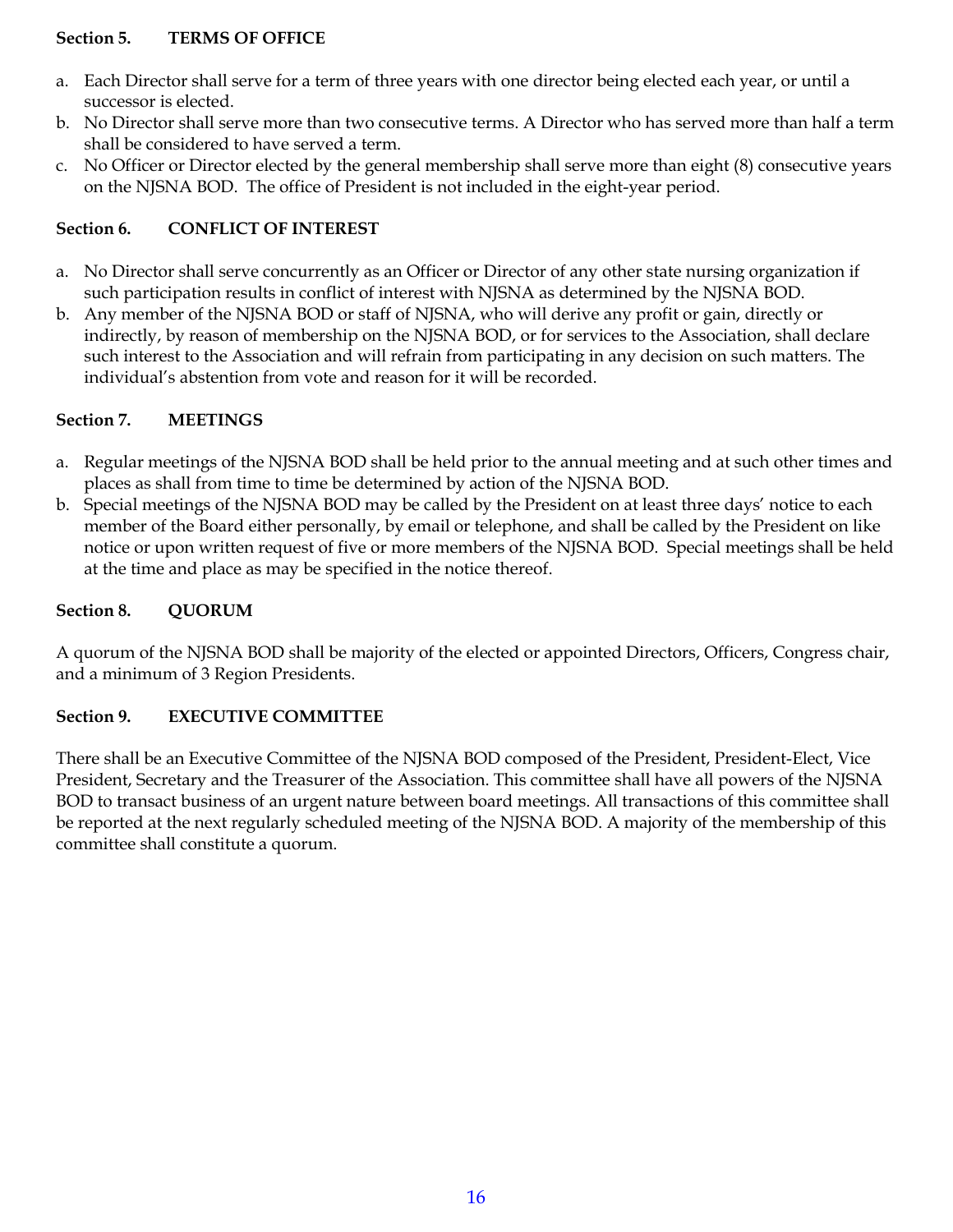### Section 5. TERMS OF OFFICE

a. Each Director shall serve for a term of three years with one director being elected each year, or until a successor is elected.
b. No Director shall serve more than two consecutive terms. A Director who has served more than half a term shall be considered to have served a term.
c. No Officer or Director elected by the general membership shall serve more than eight (8) consecutive years on the NJSNA BOD. The office of President is not included in the eight-year period.

### Section 6. CONFLICT OF INTEREST

a. No Director shall serve concurrently as an Officer or Director of any other state nursing organization if such participation results in conflict of interest with NJSNA as determined by the NJSNA BOD.
b. Any member of the NJSNA BOD or staff of NJSNA, who will derive any profit or gain, directly or indirectly, by reason of membership on the NJSNA BOD, or for services to the Association, shall declare such interest to the Association and will refrain from participating in any decision on such matters. The individual's abstention from vote and reason for it will be recorded.

### Section 7. MEETINGS

a. Regular meetings of the NJSNA BOD shall be held prior to the annual meeting and at such other times and places as shall from time to time be determined by action of the NJSNA BOD.
b. Special meetings of the NJSNA BOD may be called by the President on at least three days' notice to each member of the Board either personally, by email or telephone, and shall be called by the President on like notice or upon written request of five or more members of the NJSNA BOD. Special meetings shall be held at the time and place as may be specified in the notice thereof.

### Section 8. QUORUM

A quorum of the NJSNA BOD shall be majority of the elected or appointed Directors, Officers, Congress chair, and a minimum of 3 Region Presidents.

### Section 9. EXECUTIVE COMMITTEE

There shall be an Executive Committee of the NJSNA BOD composed of the President, President-Elect, Vice President, Secretary and the Treasurer of the Association. This committee shall have all powers of the NJSNA BOD to transact business of an urgent nature between board meetings. All transactions of this committee shall be reported at the next regularly scheduled meeting of the NJSNA BOD. A majority of the membership of this committee shall constitute a quorum.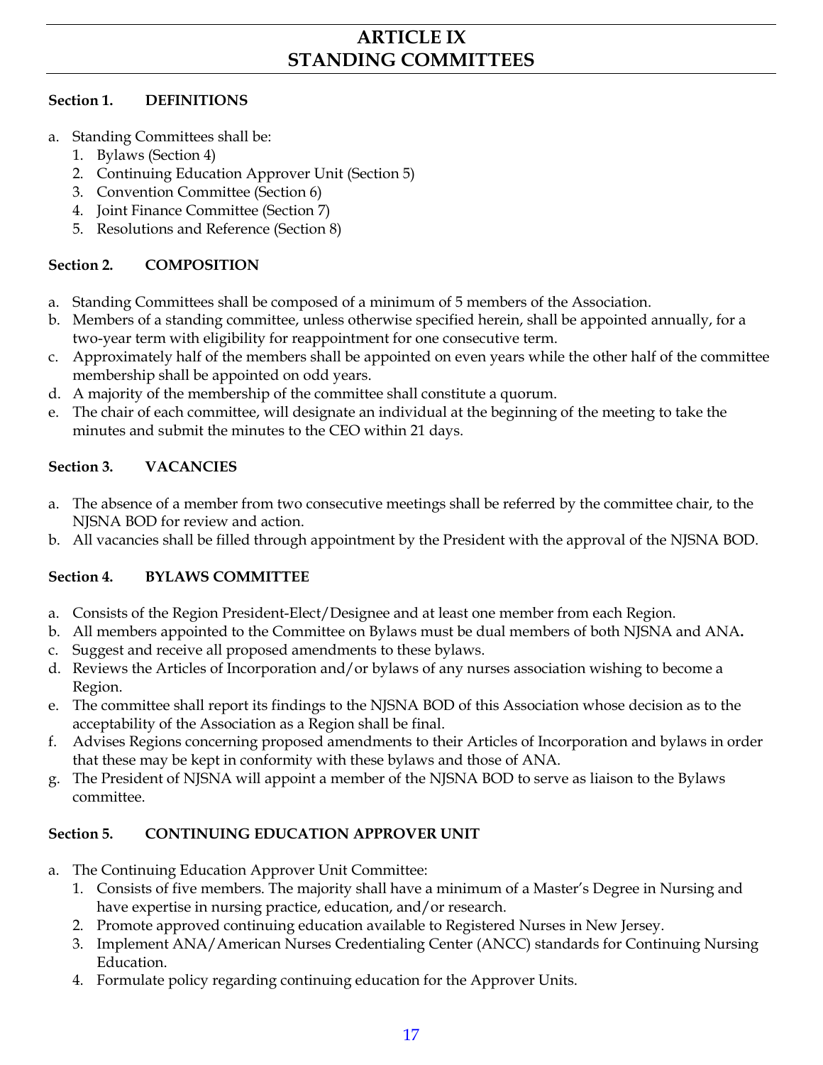# ARTICLE IX
# STANDING COMMITTEES

### Section 1. DEFINITIONS

a. Standing Committees shall be:
   1. Bylaws (Section 4)
   2. Continuing Education Approver Unit (Section 5)
   3. Convention Committee (Section 6)
   4. Joint Finance Committee (Section 7)
   5. Resolutions and Reference (Section 8)

### Section 2. COMPOSITION

a. Standing Committees shall be composed of a minimum of 5 members of the Association.
b. Members of a standing committee, unless otherwise specified herein, shall be appointed annually, for a two-year term with eligibility for reappointment for one consecutive term.
c. Approximately half of the members shall be appointed on even years while the other half of the committee membership shall be appointed on odd years.
d. A majority of the membership of the committee shall constitute a quorum.
e. The chair of each committee, will designate an individual at the beginning of the meeting to take the minutes and submit the minutes to the CEO within 21 days.

### Section 3. VACANCIES

a. The absence of a member from two consecutive meetings shall be referred by the committee chair, to the NJSNA BOD for review and action.
b. All vacancies shall be filled through appointment by the President with the approval of the NJSNA BOD.

### Section 4. BYLAWS COMMITTEE

a. Consists of the Region President-Elect/Designee and at least one member from each Region.
b. All members appointed to the Committee on Bylaws must be dual members of both NJSNA and ANA**.**
c. Suggest and receive all proposed amendments to these bylaws.
d. Reviews the Articles of Incorporation and/or bylaws of any nurses association wishing to become a Region.
e. The committee shall report its findings to the NJSNA BOD of this Association whose decision as to the acceptability of the Association as a Region shall be final.
f. Advises Regions concerning proposed amendments to their Articles of Incorporation and bylaws in order that these may be kept in conformity with these bylaws and those of ANA.
g. The President of NJSNA will appoint a member of the NJSNA BOD to serve as liaison to the Bylaws committee.

### Section 5. CONTINUING EDUCATION APPROVER UNIT

a. The Continuing Education Approver Unit Committee:
   1. Consists of five members. The majority shall have a minimum of a Master's Degree in Nursing and have expertise in nursing practice, education, and/or research.
   2. Promote approved continuing education available to Registered Nurses in New Jersey.
   3. Implement ANA/American Nurses Credentialing Center (ANCC) standards for Continuing Nursing Education.
   4. Formulate policy regarding continuing education for the Approver Units.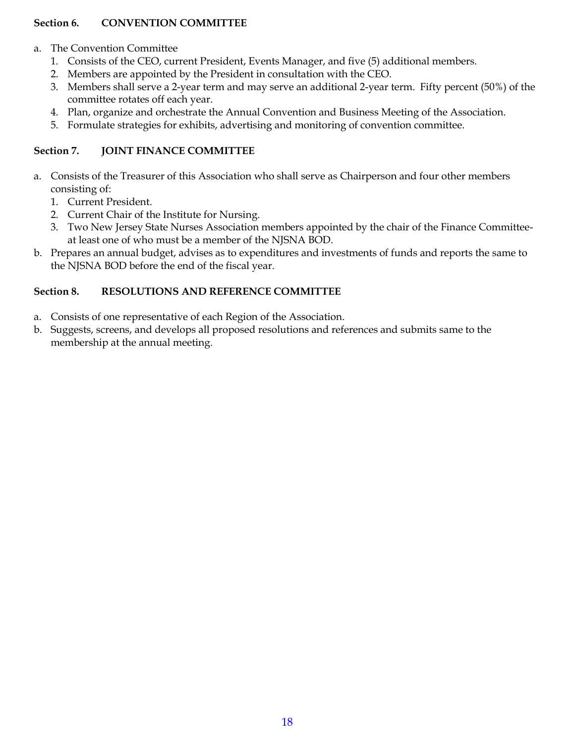### Section 6. CONVENTION COMMITTEE

a. The Convention Committee
   1. Consists of the CEO, current President, Events Manager, and five (5) additional members.
   2. Members are appointed by the President in consultation with the CEO.
   3. Members shall serve a 2-year term and may serve an additional 2-year term. Fifty percent (50%) of the committee rotates off each year.
   4. Plan, organize and orchestrate the Annual Convention and Business Meeting of the Association.
   5. Formulate strategies for exhibits, advertising and monitoring of convention committee.

### Section 7. JOINT FINANCE COMMITTEE

a. Consists of the Treasurer of this Association who shall serve as Chairperson and four other members consisting of:
   1. Current President.
   2. Current Chair of the Institute for Nursing.
   3. Two New Jersey State Nurses Association members appointed by the chair of the Finance Committee- at least one of who must be a member of the NJSNA BOD.

b. Prepares an annual budget, advises as to expenditures and investments of funds and reports the same to the NJSNA BOD before the end of the fiscal year.

### Section 8. RESOLUTIONS AND REFERENCE COMMITTEE

a. Consists of one representative of each Region of the Association.
b. Suggests, screens, and develops all proposed resolutions and references and submits same to the membership at the annual meeting.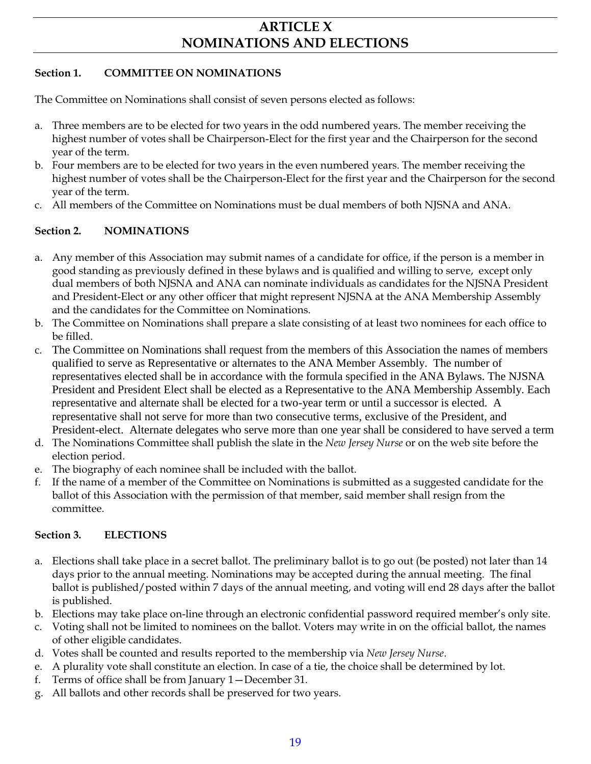# ARTICLE X
# NOMINATIONS AND ELECTIONS

### Section 1. COMMITTEE ON NOMINATIONS

The Committee on Nominations shall consist of seven persons elected as follows:

a. Three members are to be elected for two years in the odd numbered years. The member receiving the highest number of votes shall be Chairperson-Elect for the first year and the Chairperson for the second year of the term.
b. Four members are to be elected for two years in the even numbered years. The member receiving the highest number of votes shall be the Chairperson-Elect for the first year and the Chairperson for the second year of the term.
c. All members of the Committee on Nominations must be dual members of both NJSNA and ANA.

### Section 2. NOMINATIONS

a. Any member of this Association may submit names of a candidate for office, if the person is a member in good standing as previously defined in these bylaws and is qualified and willing to serve, except only dual members of both NJSNA and ANA can nominate individuals as candidates for the NJSNA President and President-Elect or any other officer that might represent NJSNA at the ANA Membership Assembly and the candidates for the Committee on Nominations.
b. The Committee on Nominations shall prepare a slate consisting of at least two nominees for each office to be filled.
c. The Committee on Nominations shall request from the members of this Association the names of members qualified to serve as Representative or alternates to the ANA Member Assembly. The number of representatives elected shall be in accordance with the formula specified in the ANA Bylaws. The NJSNA President and President Elect shall be elected as a Representative to the ANA Membership Assembly. Each representative and alternate shall be elected for a two-year term or until a successor is elected. A representative shall not serve for more than two consecutive terms, exclusive of the President, and President-elect. Alternate delegates who serve more than one year shall be considered to have served a term
d. The Nominations Committee shall publish the slate in the *New Jersey Nurse* or on the web site before the election period.
e. The biography of each nominee shall be included with the ballot.
f. If the name of a member of the Committee on Nominations is submitted as a suggested candidate for the ballot of this Association with the permission of that member, said member shall resign from the committee.

### Section 3. ELECTIONS

a. Elections shall take place in a secret ballot. The preliminary ballot is to go out (be posted) not later than 14 days prior to the annual meeting. Nominations may be accepted during the annual meeting. The final ballot is published/posted within 7 days of the annual meeting, and voting will end 28 days after the ballot is published.
b. Elections may take place on-line through an electronic confidential password required member's only site.
c. Voting shall not be limited to nominees on the ballot. Voters may write in on the official ballot, the names of other eligible candidates.
d. Votes shall be counted and results reported to the membership via *New Jersey Nurse*.
e. A plurality vote shall constitute an election. In case of a tie, the choice shall be determined by lot.
f. Terms of office shall be from January 1—December 31.
g. All ballots and other records shall be preserved for two years.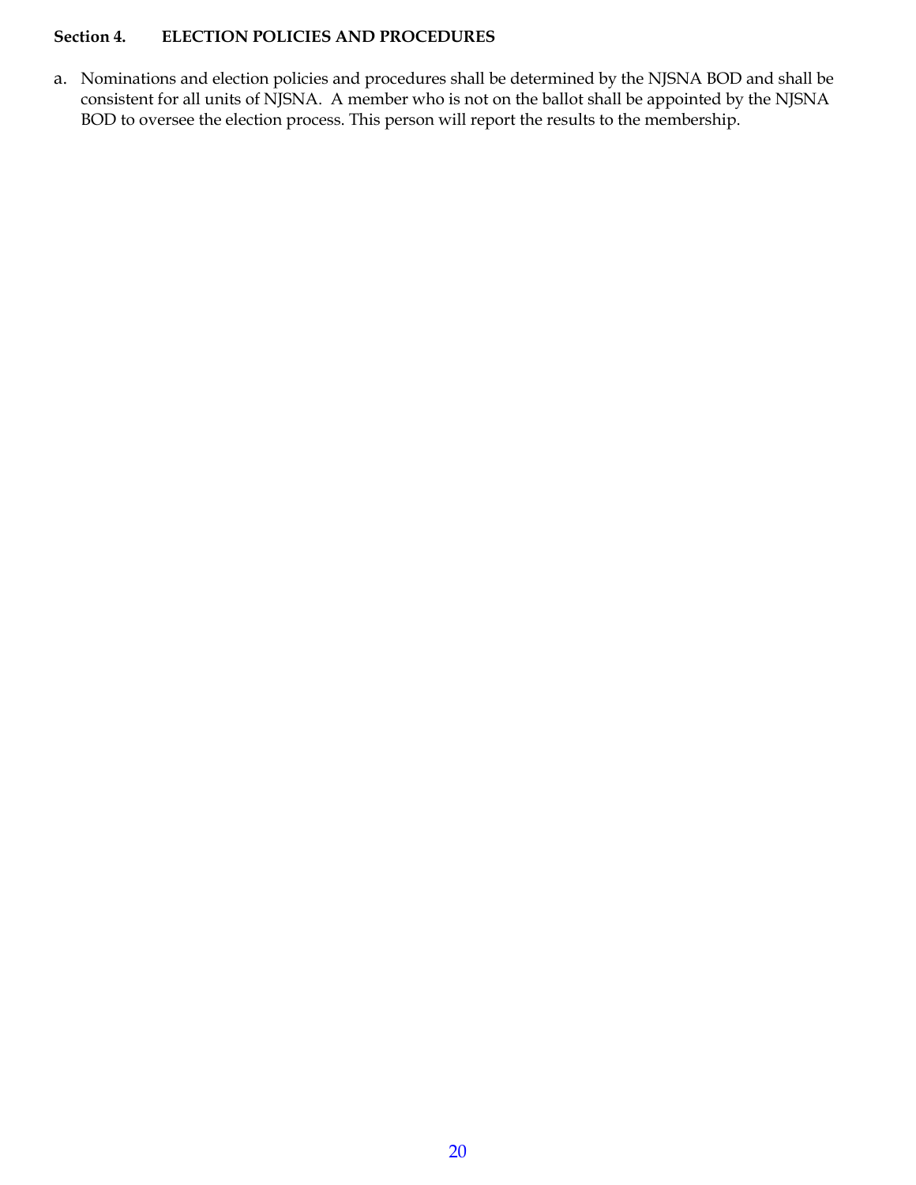**Section 4. ELECTION POLICIES AND PROCEDURES**

a. Nominations and election policies and procedures shall be determined by the NJSNA BOD and shall be consistent for all units of NJSNA. A member who is not on the ballot shall be appointed by the NJSNA BOD to oversee the election process. This person will report the results to the membership.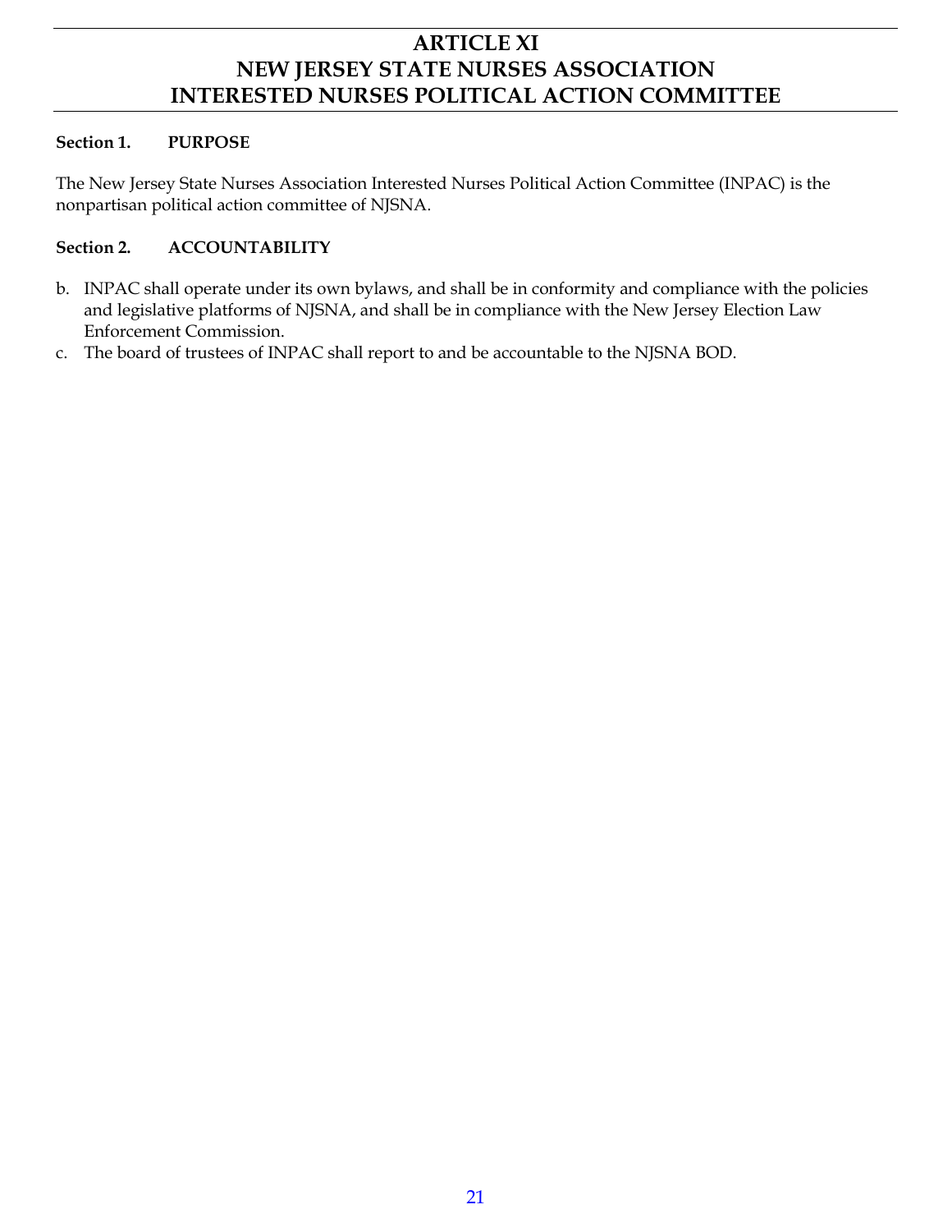# ARTICLE XI
# NEW JERSEY STATE NURSES ASSOCIATION
# INTERESTED NURSES POLITICAL ACTION COMMITTEE

**Section 1. PURPOSE**

The New Jersey State Nurses Association Interested Nurses Political Action Committee (INPAC) is the nonpartisan political action committee of NJSNA.

**Section 2. ACCOUNTABILITY**

b. INPAC shall operate under its own bylaws, and shall be in conformity and compliance with the policies and legislative platforms of NJSNA, and shall be in compliance with the New Jersey Election Law Enforcement Commission.

c. The board of trustees of INPAC shall report to and be accountable to the NJSNA BOD.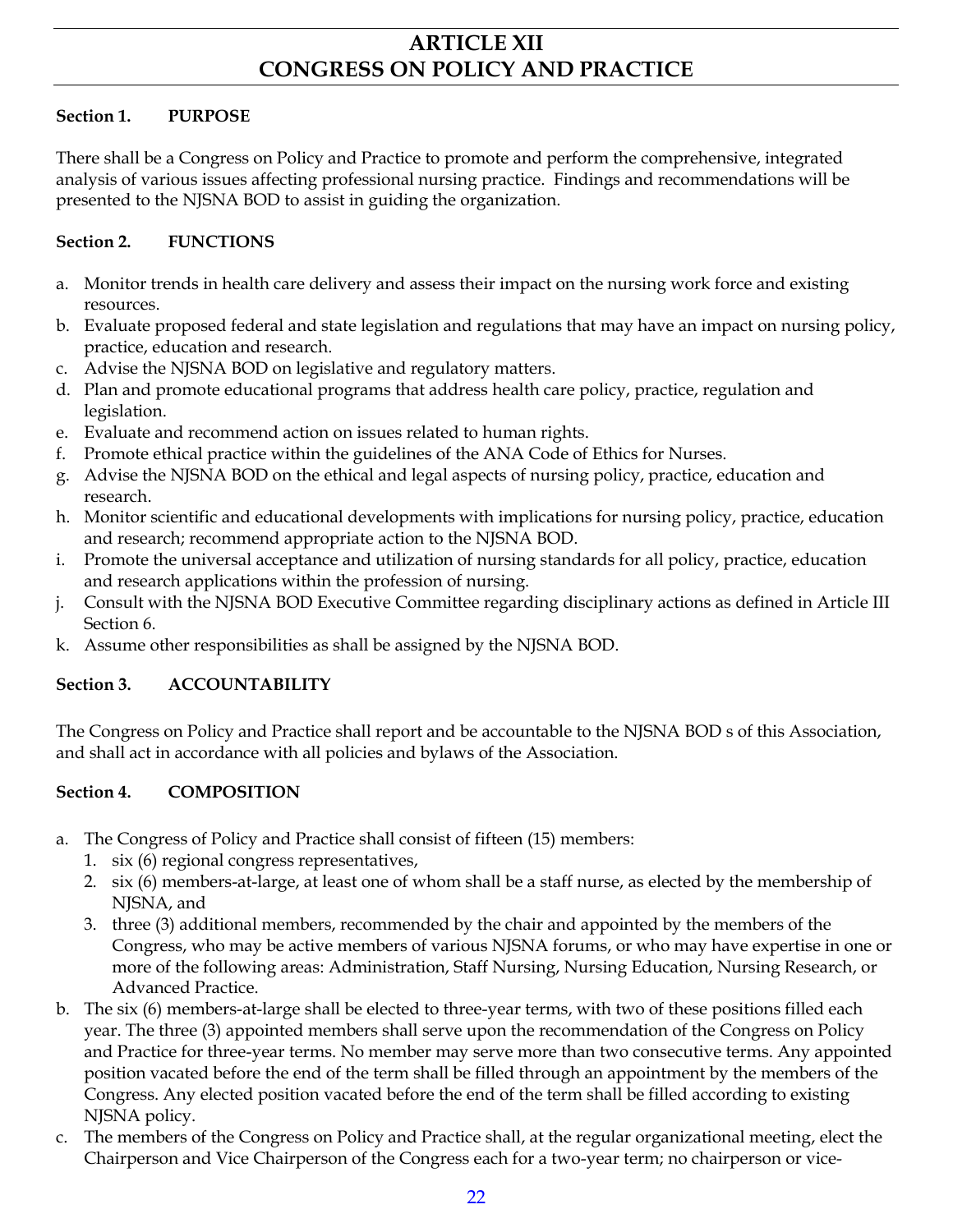# ARTICLE XII
# CONGRESS ON POLICY AND PRACTICE

**Section 1. PURPOSE**

There shall be a Congress on Policy and Practice to promote and perform the comprehensive, integrated analysis of various issues affecting professional nursing practice. Findings and recommendations will be presented to the NJSNA BOD to assist in guiding the organization.

**Section 2. FUNCTIONS**

a. Monitor trends in health care delivery and assess their impact on the nursing work force and existing resources.
b. Evaluate proposed federal and state legislation and regulations that may have an impact on nursing policy, practice, education and research.
c. Advise the NJSNA BOD on legislative and regulatory matters.
d. Plan and promote educational programs that address health care policy, practice, regulation and legislation.
e. Evaluate and recommend action on issues related to human rights.
f. Promote ethical practice within the guidelines of the ANA Code of Ethics for Nurses.
g. Advise the NJSNA BOD on the ethical and legal aspects of nursing policy, practice, education and research.
h. Monitor scientific and educational developments with implications for nursing policy, practice, education and research; recommend appropriate action to the NJSNA BOD.
i. Promote the universal acceptance and utilization of nursing standards for all policy, practice, education and research applications within the profession of nursing.
j. Consult with the NJSNA BOD Executive Committee regarding disciplinary actions as defined in Article III Section 6.
k. Assume other responsibilities as shall be assigned by the NJSNA BOD.

**Section 3. ACCOUNTABILITY**

The Congress on Policy and Practice shall report and be accountable to the NJSNA BOD s of this Association, and shall act in accordance with all policies and bylaws of the Association.

**Section 4. COMPOSITION**

a. The Congress of Policy and Practice shall consist of fifteen (15) members:
   1. six (6) regional congress representatives,
   2. six (6) members-at-large, at least one of whom shall be a staff nurse, as elected by the membership of NJSNA, and
   3. three (3) additional members, recommended by the chair and appointed by the members of the Congress, who may be active members of various NJSNA forums, or who may have expertise in one or more of the following areas: Administration, Staff Nursing, Nursing Education, Nursing Research, or Advanced Practice.
b. The six (6) members-at-large shall be elected to three-year terms, with two of these positions filled each year. The three (3) appointed members shall serve upon the recommendation of the Congress on Policy and Practice for three-year terms. No member may serve more than two consecutive terms. Any appointed position vacated before the end of the term shall be filled through an appointment by the members of the Congress. Any elected position vacated before the end of the term shall be filled according to existing NJSNA policy.
c. The members of the Congress on Policy and Practice shall, at the regular organizational meeting, elect the Chairperson and Vice Chairperson of the Congress each for a two-year term; no chairperson or vice-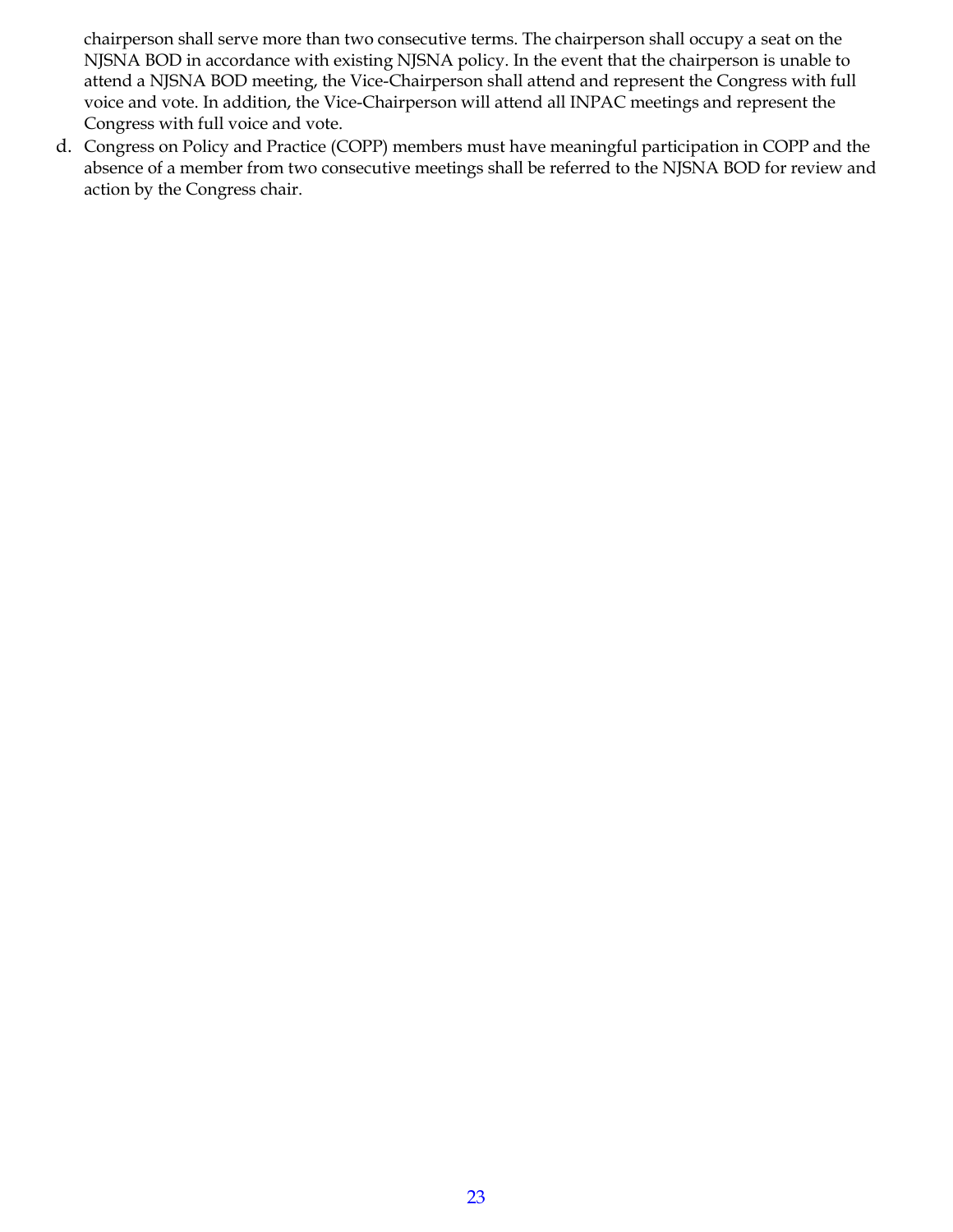chairperson shall serve more than two consecutive terms. The chairperson shall occupy a seat on the NJSNA BOD in accordance with existing NJSNA policy. In the event that the chairperson is unable to attend a NJSNA BOD meeting, the Vice-Chairperson shall attend and represent the Congress with full voice and vote. In addition, the Vice-Chairperson will attend all INPAC meetings and represent the Congress with full voice and vote.

d. Congress on Policy and Practice (COPP) members must have meaningful participation in COPP and the absence of a member from two consecutive meetings shall be referred to the NJSNA BOD for review and action by the Congress chair.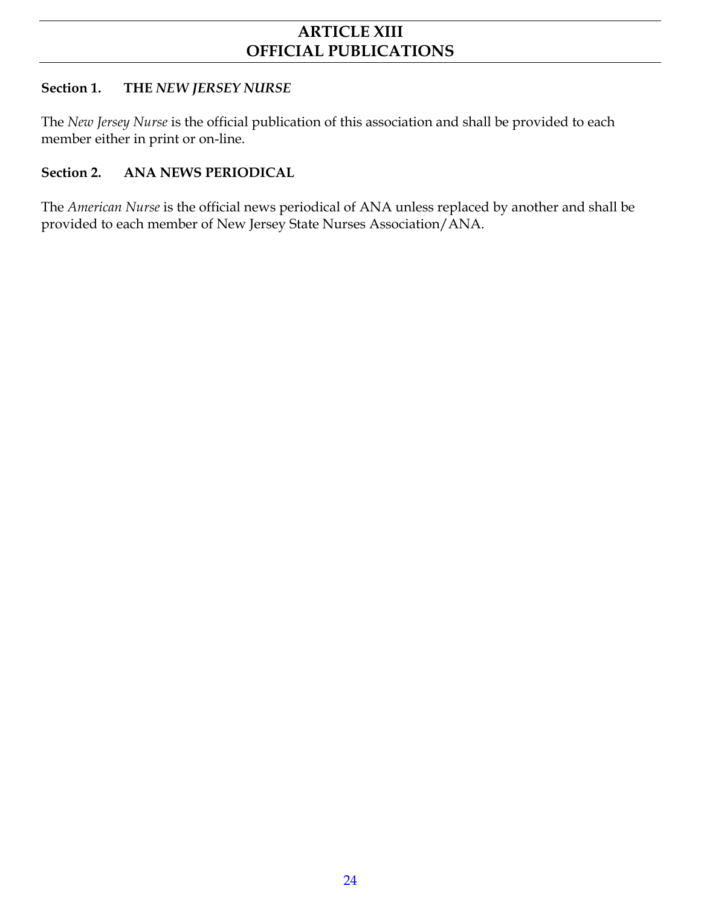# ARTICLE XIII
# OFFICIAL PUBLICATIONS

**Section 1. THE *NEW JERSEY NURSE***

The *New Jersey Nurse* is the official publication of this association and shall be provided to each member either in print or on-line.

**Section 2. ANA NEWS PERIODICAL**

The *American Nurse* is the official news periodical of ANA unless replaced by another and shall be provided to each member of New Jersey State Nurses Association/ANA.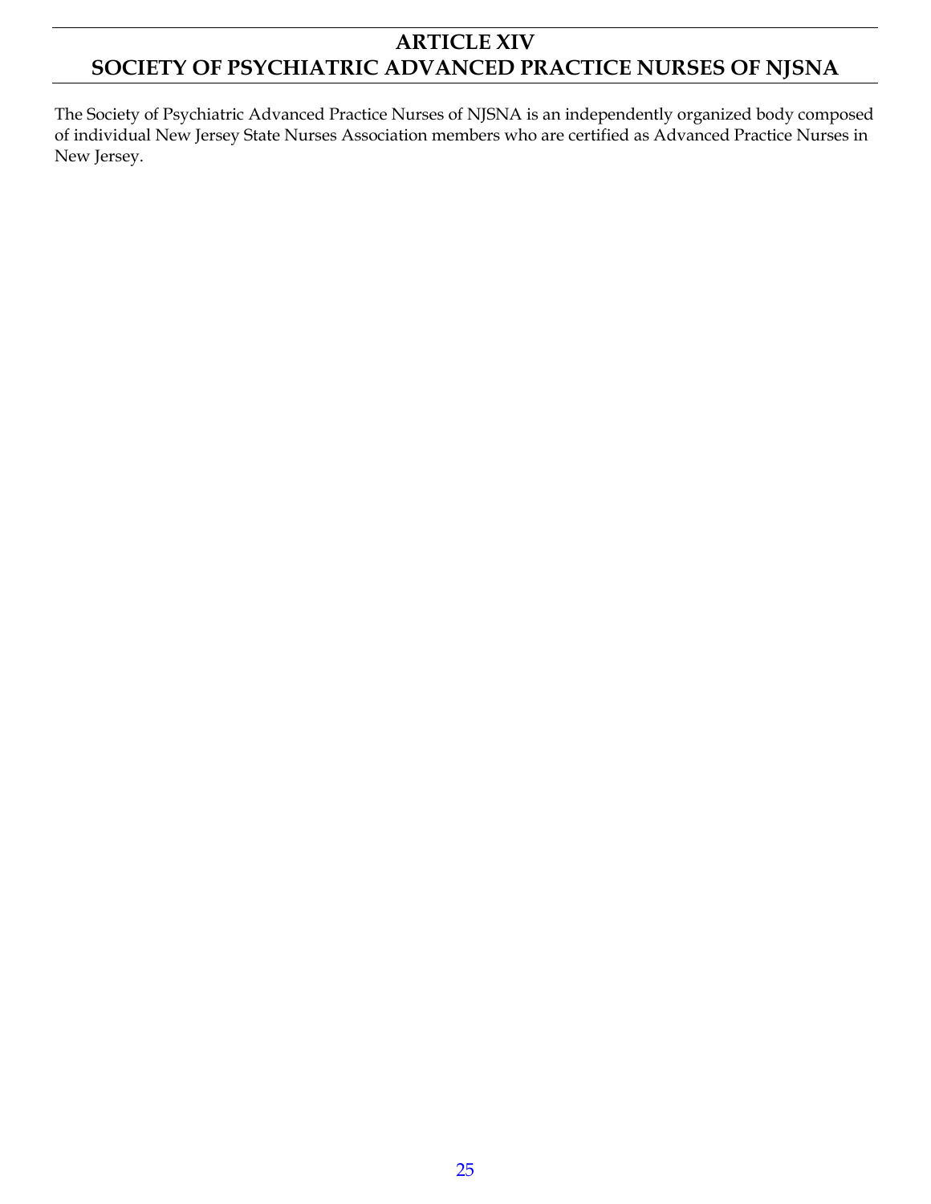# ARTICLE XIV
# SOCIETY OF PSYCHIATRIC ADVANCED PRACTICE NURSES OF NJSNA

The Society of Psychiatric Advanced Practice Nurses of NJSNA is an independently organized body composed of individual New Jersey State Nurses Association members who are certified as Advanced Practice Nurses in New Jersey.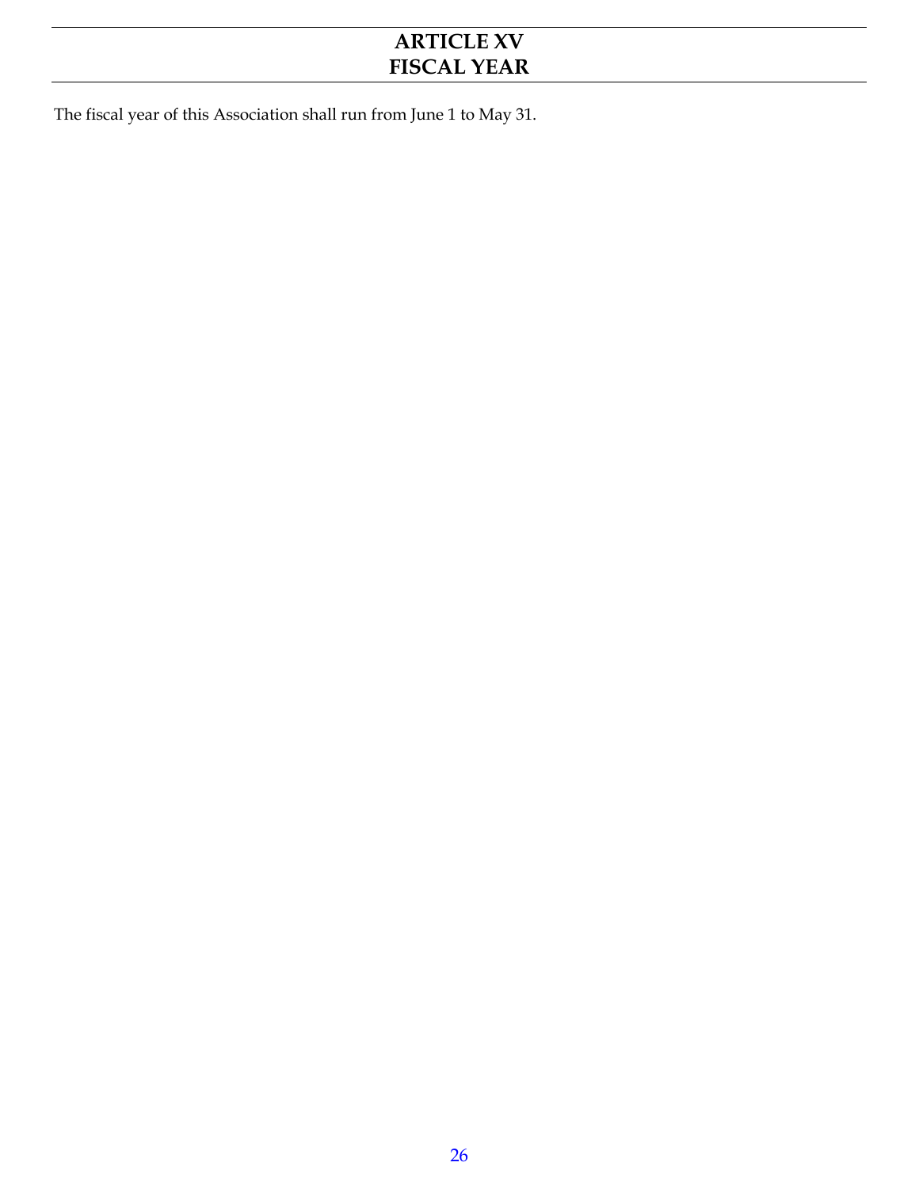# ARTICLE XV
# FISCAL YEAR

The fiscal year of this Association shall run from June 1 to May 31.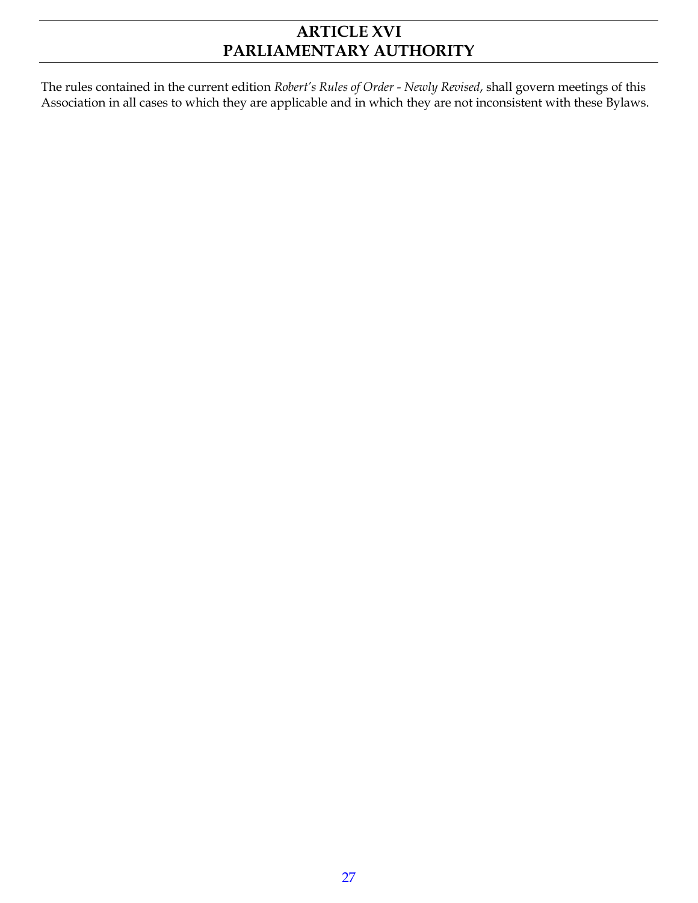# ARTICLE XVI
# PARLIAMENTARY AUTHORITY

The rules contained in the current edition *Robert's Rules of Order - Newly Revised*, shall govern meetings of this Association in all cases to which they are applicable and in which they are not inconsistent with these Bylaws.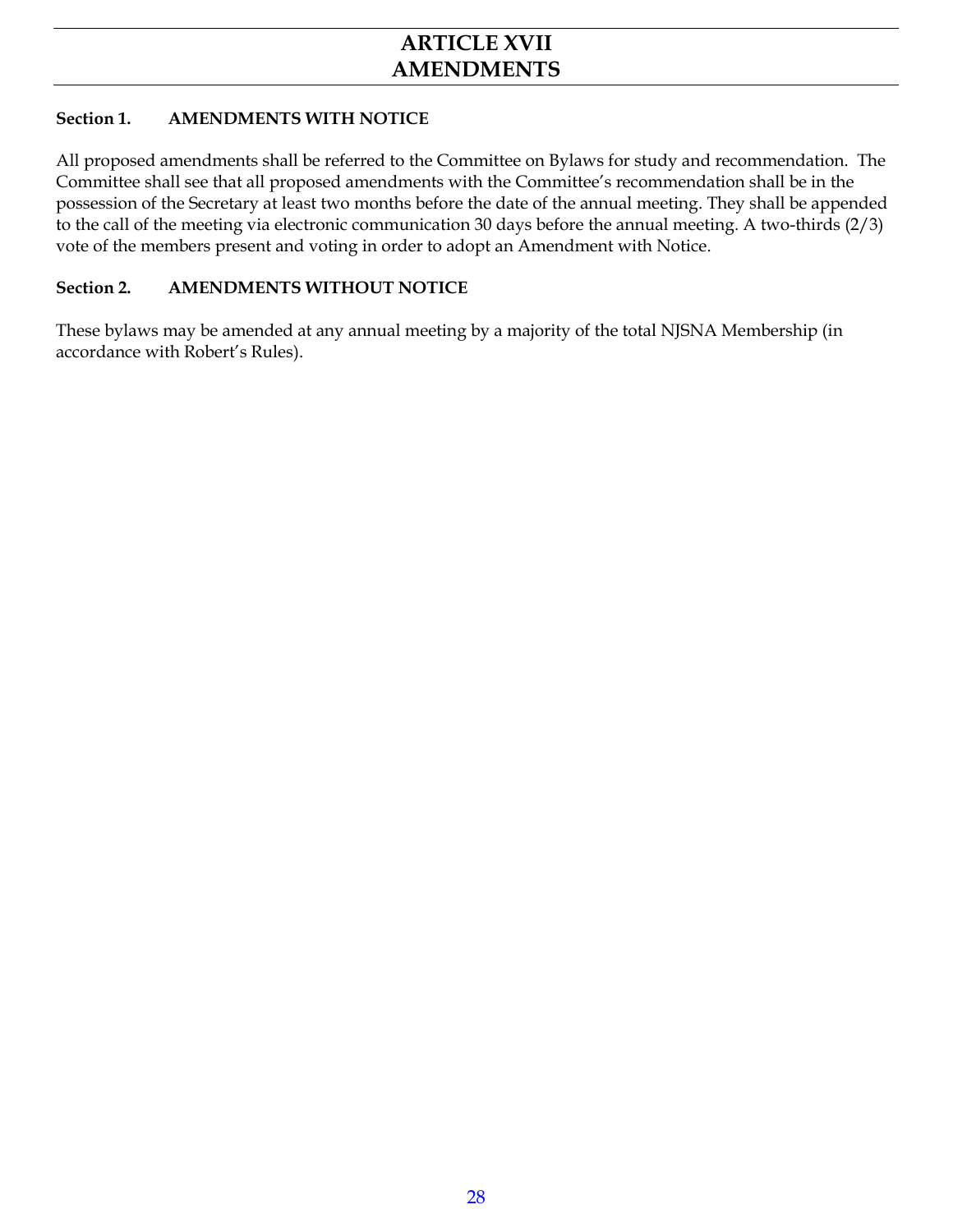# ARTICLE XVII
# AMENDMENTS

**Section 1. AMENDMENTS WITH NOTICE**

All proposed amendments shall be referred to the Committee on Bylaws for study and recommendation. The Committee shall see that all proposed amendments with the Committee's recommendation shall be in the possession of the Secretary at least two months before the date of the annual meeting. They shall be appended to the call of the meeting via electronic communication 30 days before the annual meeting. A two-thirds (2/3) vote of the members present and voting in order to adopt an Amendment with Notice.

**Section 2. AMENDMENTS WITHOUT NOTICE**

These bylaws may be amended at any annual meeting by a majority of the total NJSNA Membership (in accordance with Robert's Rules).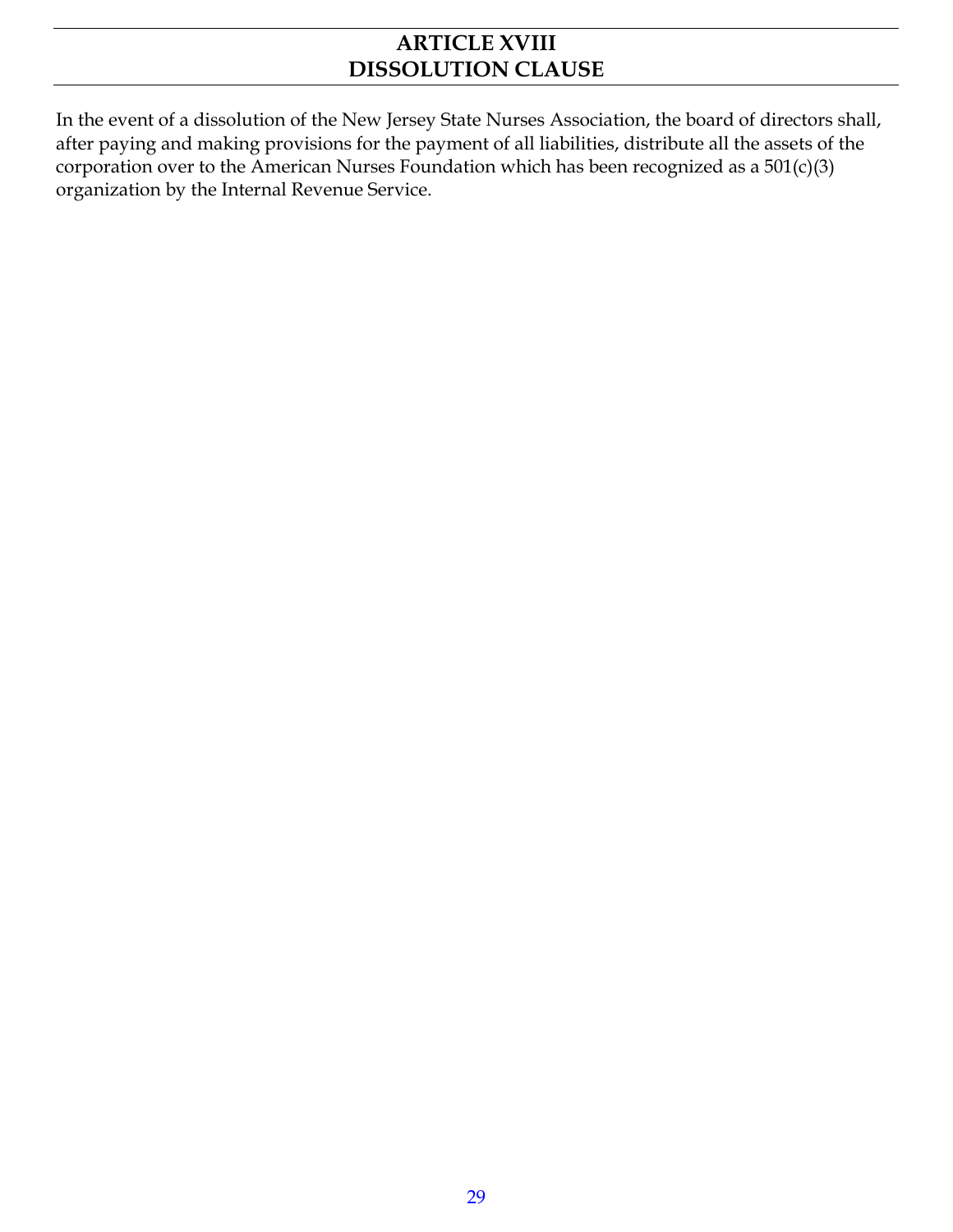## ARTICLE XVIII
## DISSOLUTION CLAUSE

In the event of a dissolution of the New Jersey State Nurses Association, the board of directors shall, after paying and making provisions for the payment of all liabilities, distribute all the assets of the corporation over to the American Nurses Foundation which has been recognized as a 501(c)(3) organization by the Internal Revenue Service.